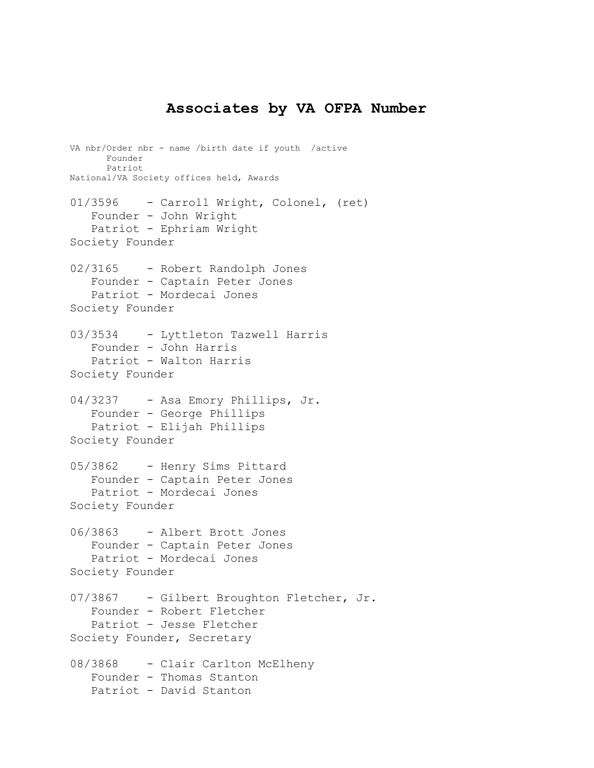# Associates by VA OFPA Number

VA nbr/Order nbr - name /birth date if youth /active
Founder
Patriot
National/VA Society offices held, Awards

01/3596 - Carroll Wright, Colonel, (ret)
Founder - John Wright
Patriot - Ephriam Wright
Society Founder

02/3165 - Robert Randolph Jones
Founder - Captain Peter Jones
Patriot - Mordecai Jones
Society Founder

03/3534 - Lyttleton Tazwell Harris
Founder - John Harris
Patriot - Walton Harris
Society Founder

04/3237 - Asa Emory Phillips, Jr.
Founder - George Phillips
Patriot - Elijah Phillips
Society Founder

05/3862 - Henry Sims Pittard
Founder - Captain Peter Jones
Patriot - Mordecai Jones
Society Founder

06/3863 - Albert Brott Jones
Founder - Captain Peter Jones
Patriot - Mordecai Jones
Society Founder

07/3867 - Gilbert Broughton Fletcher, Jr.
Founder - Robert Fletcher
Patriot - Jesse Fletcher
Society Founder, Secretary

08/3868 - Clair Carlton McElheny
Founder - Thomas Stanton
Patriot - David Stanton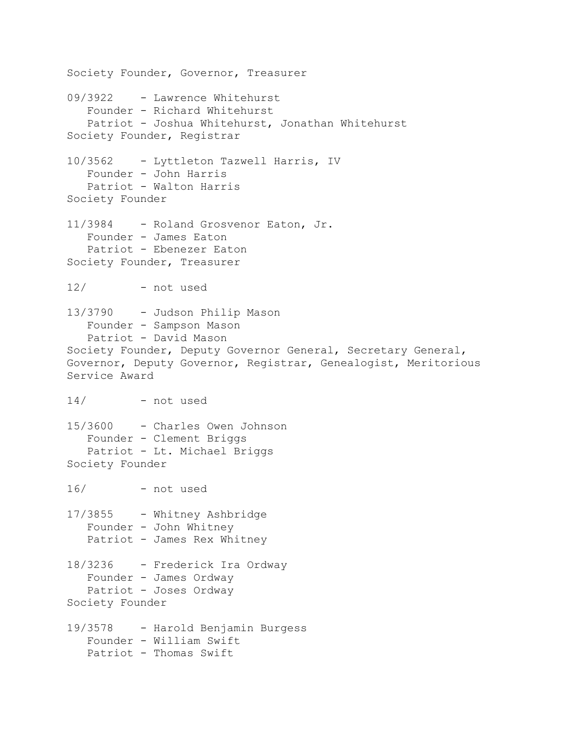Society Founder, Governor, Treasurer

09/3922 - Lawrence Whitehurst
   Founder - Richard Whitehurst
   Patriot - Joshua Whitehurst, Jonathan Whitehurst
Society Founder, Registrar

10/3562 - Lyttleton Tazwell Harris, IV
   Founder - John Harris
   Patriot - Walton Harris
Society Founder

11/3984 - Roland Grosvenor Eaton, Jr.
   Founder - James Eaton
   Patriot - Ebenezer Eaton
Society Founder, Treasurer

12/ - not used

13/3790 - Judson Philip Mason
   Founder - Sampson Mason
   Patriot - David Mason
Society Founder, Deputy Governor General, Secretary General, Governor, Deputy Governor, Registrar, Genealogist, Meritorious Service Award

14/ - not used

15/3600 - Charles Owen Johnson
   Founder - Clement Briggs
   Patriot - Lt. Michael Briggs
Society Founder

16/ - not used

17/3855 - Whitney Ashbridge
   Founder - John Whitney
   Patriot - James Rex Whitney

18/3236 - Frederick Ira Ordway
   Founder - James Ordway
   Patriot - Joses Ordway
Society Founder

19/3578 - Harold Benjamin Burgess
   Founder - William Swift
   Patriot - Thomas Swift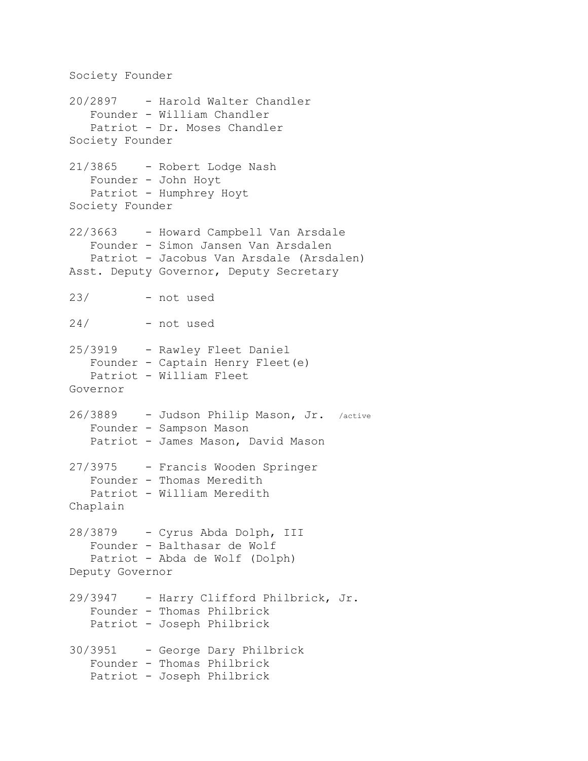Society Founder

20/2897 - Harold Walter Chandler
   Founder - William Chandler
   Patriot - Dr. Moses Chandler
Society Founder

21/3865 - Robert Lodge Nash
   Founder - John Hoyt
   Patriot - Humphrey Hoyt
Society Founder

22/3663 - Howard Campbell Van Arsdale
   Founder - Simon Jansen Van Arsdalen
   Patriot - Jacobus Van Arsdale (Arsdalen)
Asst. Deputy Governor, Deputy Secretary

23/ - not used

24/ - not used

25/3919 - Rawley Fleet Daniel
   Founder - Captain Henry Fleet(e)
   Patriot - William Fleet
Governor

26/3889 - Judson Philip Mason, Jr. /active
   Founder - Sampson Mason
   Patriot - James Mason, David Mason

27/3975 - Francis Wooden Springer
   Founder - Thomas Meredith
   Patriot - William Meredith
Chaplain

28/3879 - Cyrus Abda Dolph, III
   Founder - Balthasar de Wolf
   Patriot - Abda de Wolf (Dolph)
Deputy Governor

29/3947 - Harry Clifford Philbrick, Jr.
   Founder - Thomas Philbrick
   Patriot - Joseph Philbrick

30/3951 - George Dary Philbrick
   Founder - Thomas Philbrick
   Patriot - Joseph Philbrick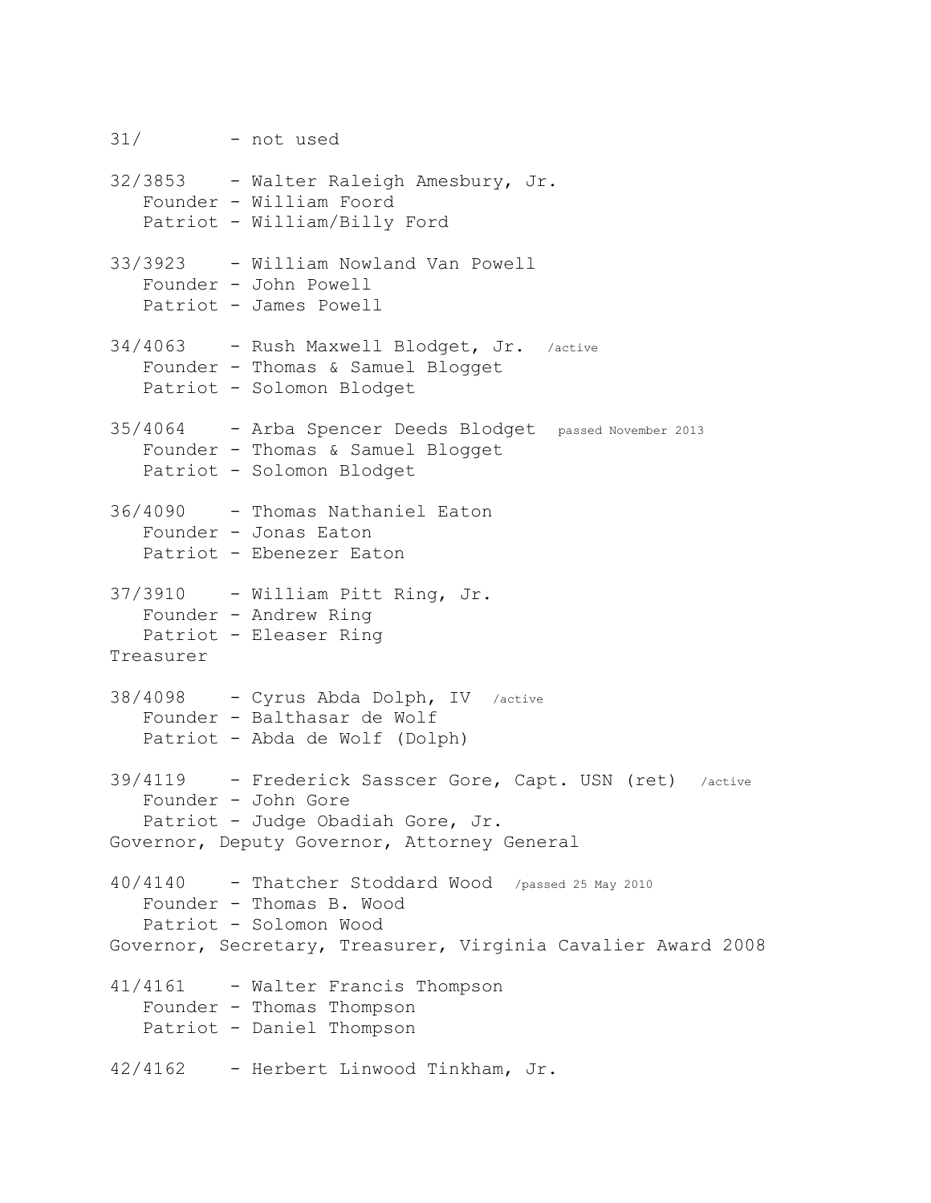31/        - not used

32/3853    - Walter Raleigh Amesbury, Jr.
   Founder - William Foord
   Patriot - William/Billy Ford

33/3923    - William Nowland Van Powell
   Founder - John Powell
   Patriot - James Powell

34/4063    - Rush Maxwell Blodget, Jr.  /active
   Founder - Thomas & Samuel Blogget
   Patriot - Solomon Blodget

35/4064    - Arba Spencer Deeds Blodget  passed November 2013
   Founder - Thomas & Samuel Blogget
   Patriot - Solomon Blodget

36/4090    - Thomas Nathaniel Eaton
   Founder - Jonas Eaton
   Patriot - Ebenezer Eaton

37/3910    - William Pitt Ring, Jr.
   Founder - Andrew Ring
   Patriot - Eleaser Ring
Treasurer

38/4098    - Cyrus Abda Dolph, IV  /active
   Founder - Balthasar de Wolf
   Patriot - Abda de Wolf (Dolph)

39/4119    - Frederick Sasscer Gore, Capt. USN (ret)  /active
   Founder - John Gore
   Patriot - Judge Obadiah Gore, Jr.
Governor, Deputy Governor, Attorney General

40/4140    - Thatcher Stoddard Wood  /passed 25 May 2010
   Founder - Thomas B. Wood
   Patriot - Solomon Wood
Governor, Secretary, Treasurer, Virginia Cavalier Award 2008

41/4161    - Walter Francis Thompson
   Founder - Thomas Thompson
   Patriot - Daniel Thompson

42/4162    - Herbert Linwood Tinkham, Jr.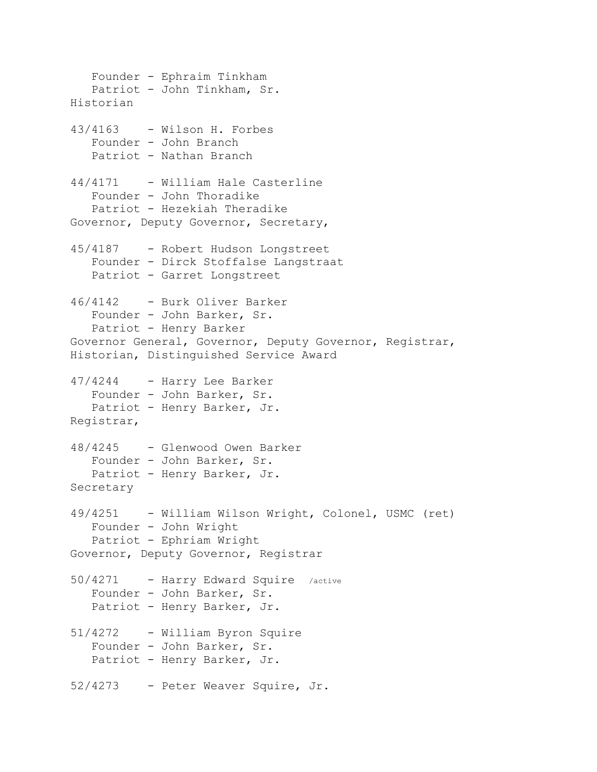Founder - Ephraim Tinkham
Patriot - John Tinkham, Sr.
Historian

43/4163 - Wilson H. Forbes
Founder - John Branch
Patriot - Nathan Branch

44/4171 - William Hale Casterline
Founder - John Thoradike
Patriot - Hezekiah Theradike
Governor, Deputy Governor, Secretary,

45/4187 - Robert Hudson Longstreet
Founder - Dirck Stoffalse Langstraat
Patriot - Garret Longstreet

46/4142 - Burk Oliver Barker
Founder - John Barker, Sr.
Patriot - Henry Barker
Governor General, Governor, Deputy Governor, Registrar, Historian, Distinguished Service Award

47/4244 - Harry Lee Barker
Founder - John Barker, Sr.
Patriot - Henry Barker, Jr.
Registrar,

48/4245 - Glenwood Owen Barker
Founder - John Barker, Sr.
Patriot - Henry Barker, Jr.
Secretary

49/4251 - William Wilson Wright, Colonel, USMC (ret)
Founder - John Wright
Patriot - Ephriam Wright
Governor, Deputy Governor, Registrar

50/4271 - Harry Edward Squire /active
Founder - John Barker, Sr.
Patriot - Henry Barker, Jr.

51/4272 - William Byron Squire
Founder - John Barker, Sr.
Patriot - Henry Barker, Jr.

52/4273 - Peter Weaver Squire, Jr.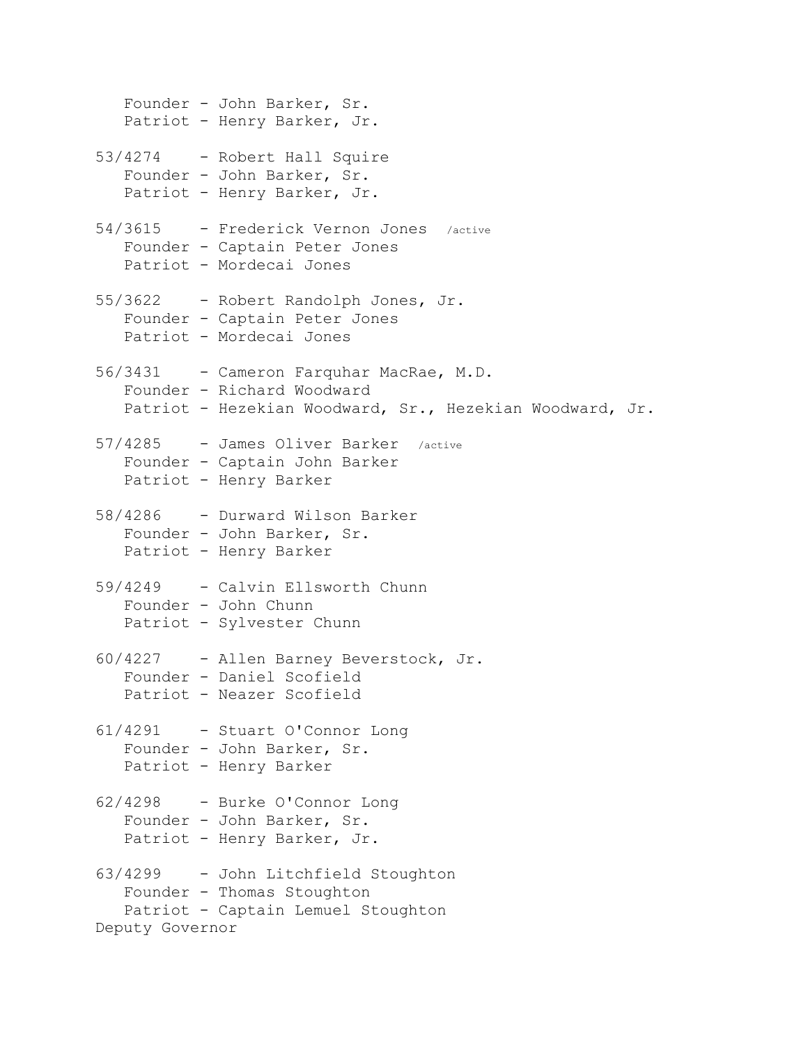Founder - John Barker, Sr.
Patriot - Henry Barker, Jr.

53/4274 - Robert Hall Squire
Founder - John Barker, Sr.
Patriot - Henry Barker, Jr.

54/3615 - Frederick Vernon Jones /active
Founder - Captain Peter Jones
Patriot - Mordecai Jones

55/3622 - Robert Randolph Jones, Jr.
Founder - Captain Peter Jones
Patriot - Mordecai Jones

56/3431 - Cameron Farquhar MacRae, M.D.
Founder - Richard Woodward
Patriot - Hezekian Woodward, Sr., Hezekian Woodward, Jr.

57/4285 - James Oliver Barker /active
Founder - Captain John Barker
Patriot - Henry Barker

58/4286 - Durward Wilson Barker
Founder - John Barker, Sr.
Patriot - Henry Barker

59/4249 - Calvin Ellsworth Chunn
Founder - John Chunn
Patriot - Sylvester Chunn

60/4227 - Allen Barney Beverstock, Jr.
Founder - Daniel Scofield
Patriot - Neazer Scofield

61/4291 - Stuart O'Connor Long
Founder - John Barker, Sr.
Patriot - Henry Barker

62/4298 - Burke O'Connor Long
Founder - John Barker, Sr.
Patriot - Henry Barker, Jr.

63/4299 - John Litchfield Stoughton
Founder - Thomas Stoughton
Patriot - Captain Lemuel Stoughton
Deputy Governor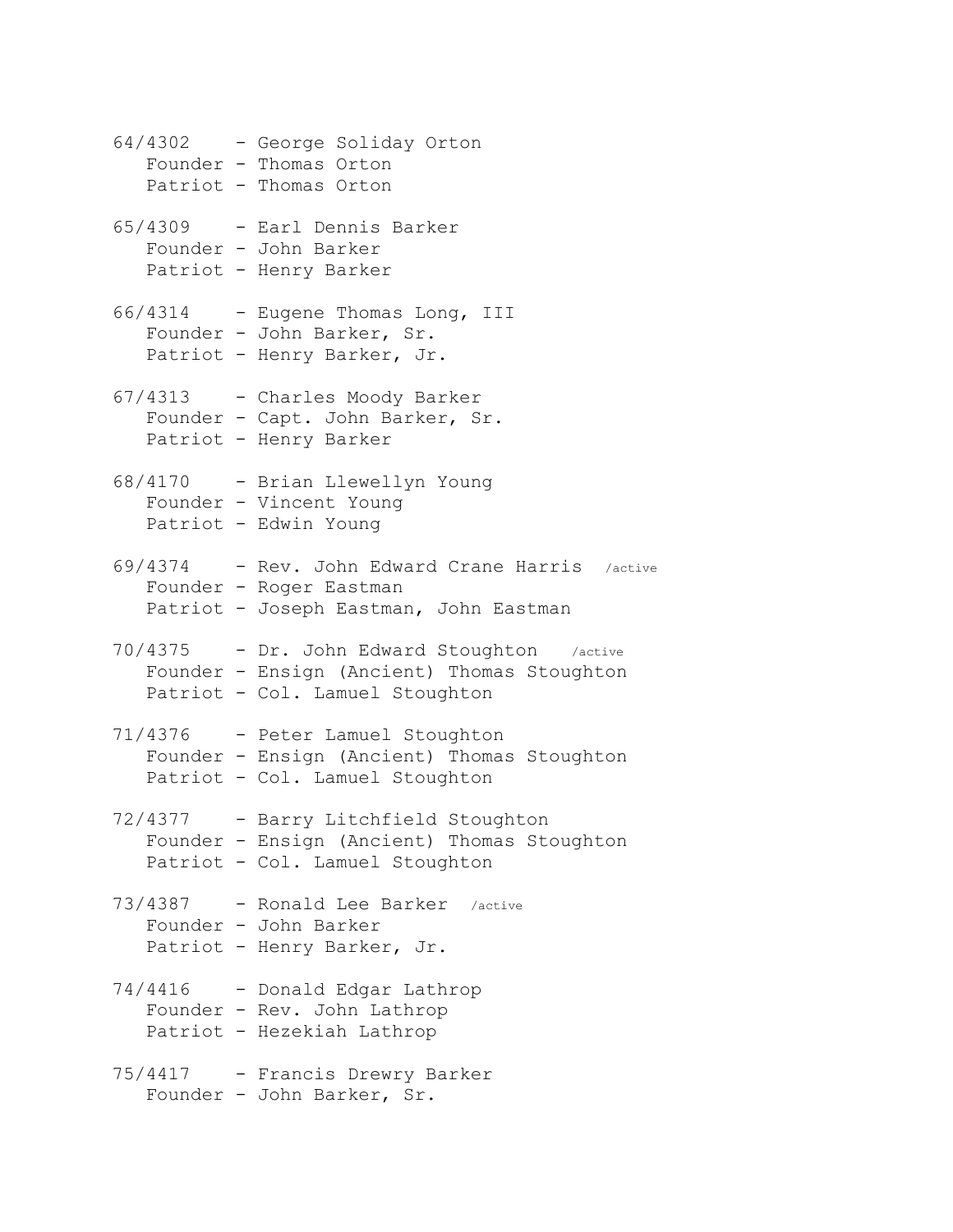64/4302 - George Soliday Orton
Founder - Thomas Orton
Patriot - Thomas Orton

65/4309 - Earl Dennis Barker
Founder - John Barker
Patriot - Henry Barker

66/4314 - Eugene Thomas Long, III
Founder - John Barker, Sr.
Patriot - Henry Barker, Jr.

67/4313 - Charles Moody Barker
Founder - Capt. John Barker, Sr.
Patriot - Henry Barker

68/4170 - Brian Llewellyn Young
Founder - Vincent Young
Patriot - Edwin Young

69/4374 - Rev. John Edward Crane Harris /active
Founder - Roger Eastman
Patriot - Joseph Eastman, John Eastman

70/4375 - Dr. John Edward Stoughton /active
Founder - Ensign (Ancient) Thomas Stoughton
Patriot - Col. Lamuel Stoughton

71/4376 - Peter Lamuel Stoughton
Founder - Ensign (Ancient) Thomas Stoughton
Patriot - Col. Lamuel Stoughton

72/4377 - Barry Litchfield Stoughton
Founder - Ensign (Ancient) Thomas Stoughton
Patriot - Col. Lamuel Stoughton

73/4387 - Ronald Lee Barker /active
Founder - John Barker
Patriot - Henry Barker, Jr.

74/4416 - Donald Edgar Lathrop
Founder - Rev. John Lathrop
Patriot - Hezekiah Lathrop

75/4417 - Francis Drewry Barker
Founder - John Barker, Sr.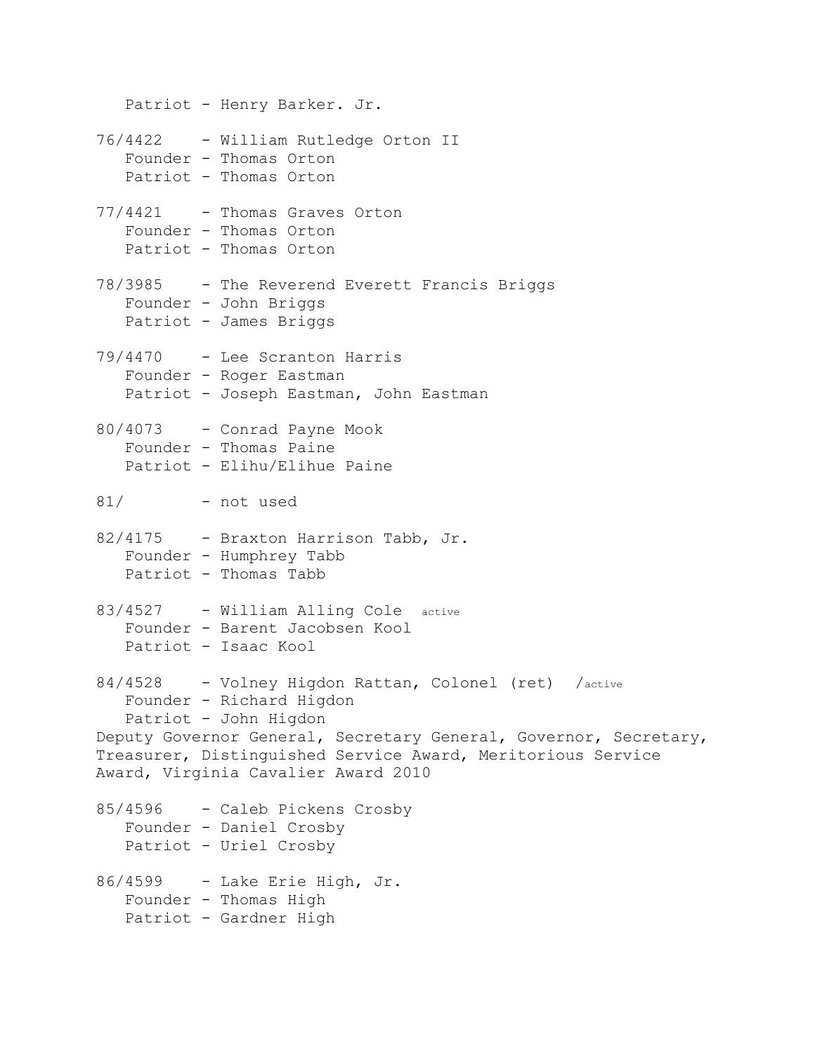Patriot - Henry Barker. Jr.

76/4422 - William Rutledge Orton II
Founder - Thomas Orton
Patriot - Thomas Orton

77/4421 - Thomas Graves Orton
Founder - Thomas Orton
Patriot - Thomas Orton

78/3985 - The Reverend Everett Francis Briggs
Founder - John Briggs
Patriot - James Briggs

79/4470 - Lee Scranton Harris
Founder - Roger Eastman
Patriot - Joseph Eastman, John Eastman

80/4073 - Conrad Payne Mook
Founder - Thomas Paine
Patriot - Elihu/Elihue Paine

81/ - not used

82/4175 - Braxton Harrison Tabb, Jr.
Founder - Humphrey Tabb
Patriot - Thomas Tabb

83/4527 - William Alling Cole active
Founder - Barent Jacobsen Kool
Patriot - Isaac Kool

84/4528 - Volney Higdon Rattan, Colonel (ret) /active
Founder - Richard Higdon
Patriot - John Higdon
Deputy Governor General, Secretary General, Governor, Secretary, Treasurer, Distinguished Service Award, Meritorious Service Award, Virginia Cavalier Award 2010

85/4596 - Caleb Pickens Crosby
Founder - Daniel Crosby
Patriot - Uriel Crosby

86/4599 - Lake Erie High, Jr.
Founder - Thomas High
Patriot - Gardner High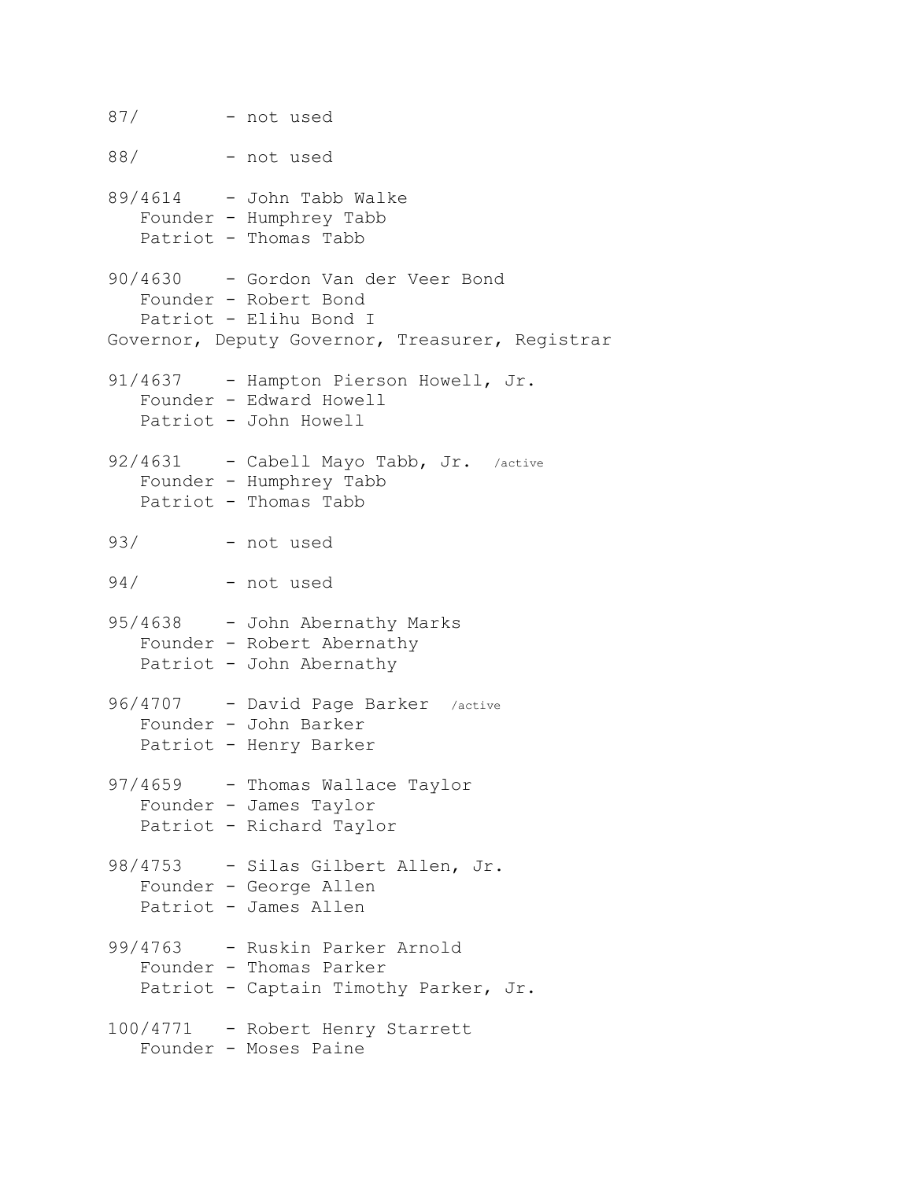87/ - not used

88/ - not used

89/4614 - John Tabb Walke
   Founder - Humphrey Tabb
   Patriot - Thomas Tabb

90/4630 - Gordon Van der Veer Bond
   Founder - Robert Bond
   Patriot - Elihu Bond I
Governor, Deputy Governor, Treasurer, Registrar

91/4637 - Hampton Pierson Howell, Jr.
   Founder - Edward Howell
   Patriot - John Howell

92/4631 - Cabell Mayo Tabb, Jr. /active
   Founder - Humphrey Tabb
   Patriot - Thomas Tabb

93/ - not used

94/ - not used

95/4638 - John Abernathy Marks
   Founder - Robert Abernathy
   Patriot - John Abernathy

96/4707 - David Page Barker /active
   Founder - John Barker
   Patriot - Henry Barker

97/4659 - Thomas Wallace Taylor
   Founder - James Taylor
   Patriot - Richard Taylor

98/4753 - Silas Gilbert Allen, Jr.
   Founder - George Allen
   Patriot - James Allen

99/4763 - Ruskin Parker Arnold
   Founder - Thomas Parker
   Patriot - Captain Timothy Parker, Jr.

100/4771 - Robert Henry Starrett
   Founder - Moses Paine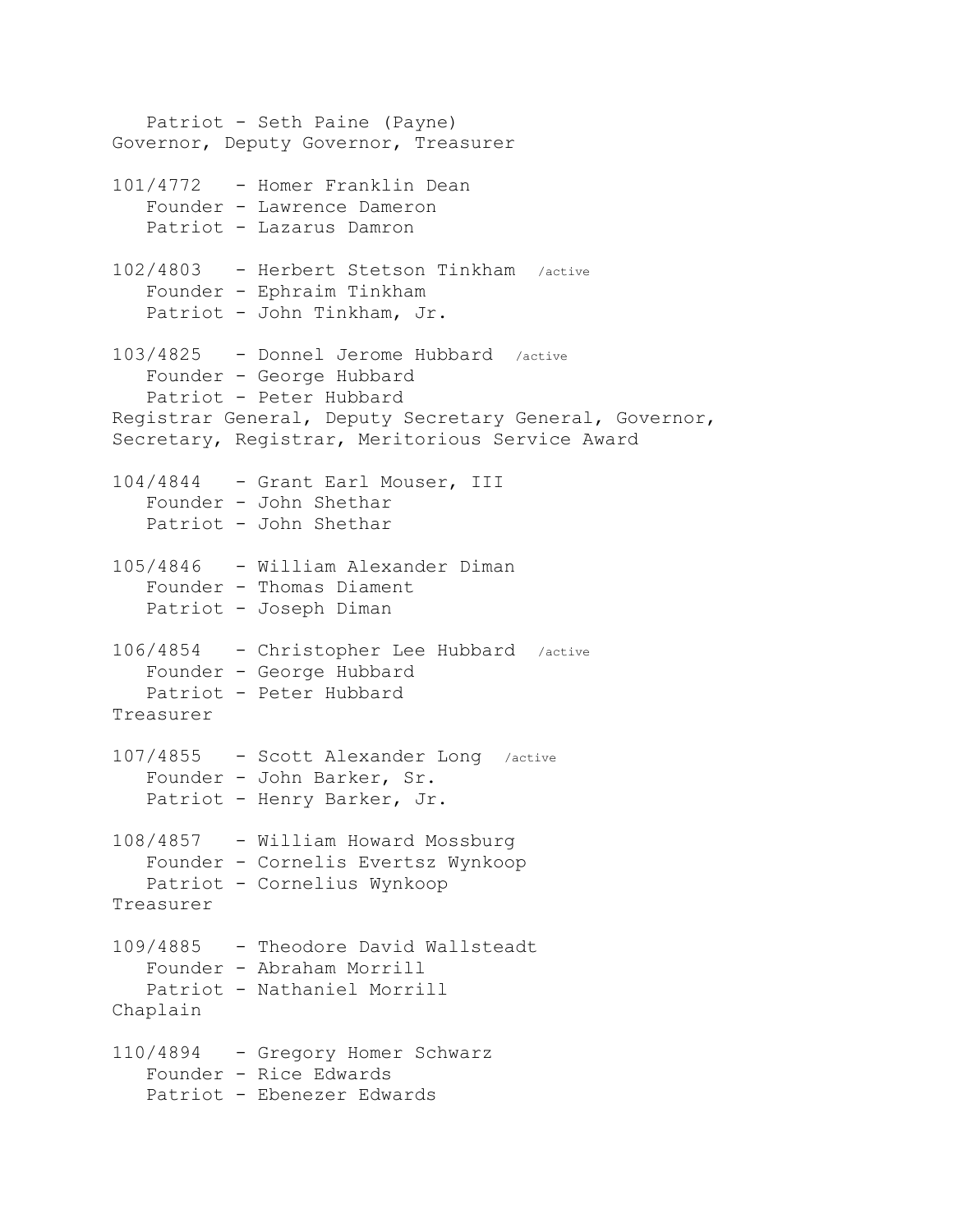Patriot - Seth Paine (Payne)
Governor, Deputy Governor, Treasurer

101/4772 - Homer Franklin Dean
Founder - Lawrence Dameron
Patriot - Lazarus Damron

102/4803 - Herbert Stetson Tinkham /active
Founder - Ephraim Tinkham
Patriot - John Tinkham, Jr.

103/4825 - Donnel Jerome Hubbard /active
Founder - George Hubbard
Patriot - Peter Hubbard
Registrar General, Deputy Secretary General, Governor, Secretary, Registrar, Meritorious Service Award

104/4844 - Grant Earl Mouser, III
Founder - John Shethar
Patriot - John Shethar

105/4846 - William Alexander Diman
Founder - Thomas Diament
Patriot - Joseph Diman

106/4854 - Christopher Lee Hubbard /active
Founder - George Hubbard
Patriot - Peter Hubbard
Treasurer

107/4855 - Scott Alexander Long /active
Founder - John Barker, Sr.
Patriot - Henry Barker, Jr.

108/4857 - William Howard Mossburg
Founder - Cornelis Evertsz Wynkoop
Patriot - Cornelius Wynkoop
Treasurer

109/4885 - Theodore David Wallsteadt
Founder - Abraham Morrill
Patriot - Nathaniel Morrill
Chaplain

110/4894 - Gregory Homer Schwarz
Founder - Rice Edwards
Patriot - Ebenezer Edwards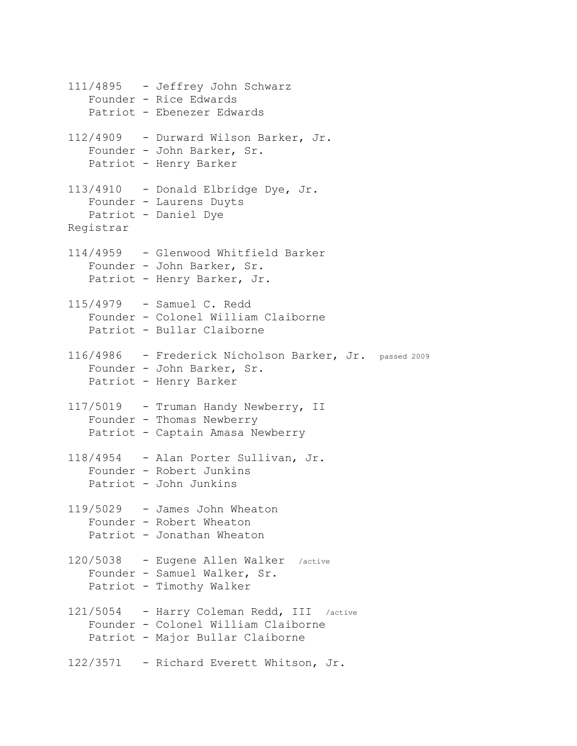111/4895 - Jeffrey John Schwarz
Founder - Rice Edwards
Patriot - Ebenezer Edwards

112/4909 - Durward Wilson Barker, Jr.
Founder - John Barker, Sr.
Patriot - Henry Barker

113/4910 - Donald Elbridge Dye, Jr.
Founder - Laurens Duyts
Patriot - Daniel Dye
Registrar

114/4959 - Glenwood Whitfield Barker
Founder - John Barker, Sr.
Patriot - Henry Barker, Jr.

115/4979 - Samuel C. Redd
Founder - Colonel William Claiborne
Patriot - Bullar Claiborne

116/4986 - Frederick Nicholson Barker, Jr. passed 2009
Founder - John Barker, Sr.
Patriot - Henry Barker

117/5019 - Truman Handy Newberry, II
Founder - Thomas Newberry
Patriot - Captain Amasa Newberry

118/4954 - Alan Porter Sullivan, Jr.
Founder - Robert Junkins
Patriot - John Junkins

119/5029 - James John Wheaton
Founder - Robert Wheaton
Patriot - Jonathan Wheaton

120/5038 - Eugene Allen Walker /active
Founder - Samuel Walker, Sr.
Patriot - Timothy Walker

121/5054 - Harry Coleman Redd, III /active
Founder - Colonel William Claiborne
Patriot - Major Bullar Claiborne

122/3571 - Richard Everett Whitson, Jr.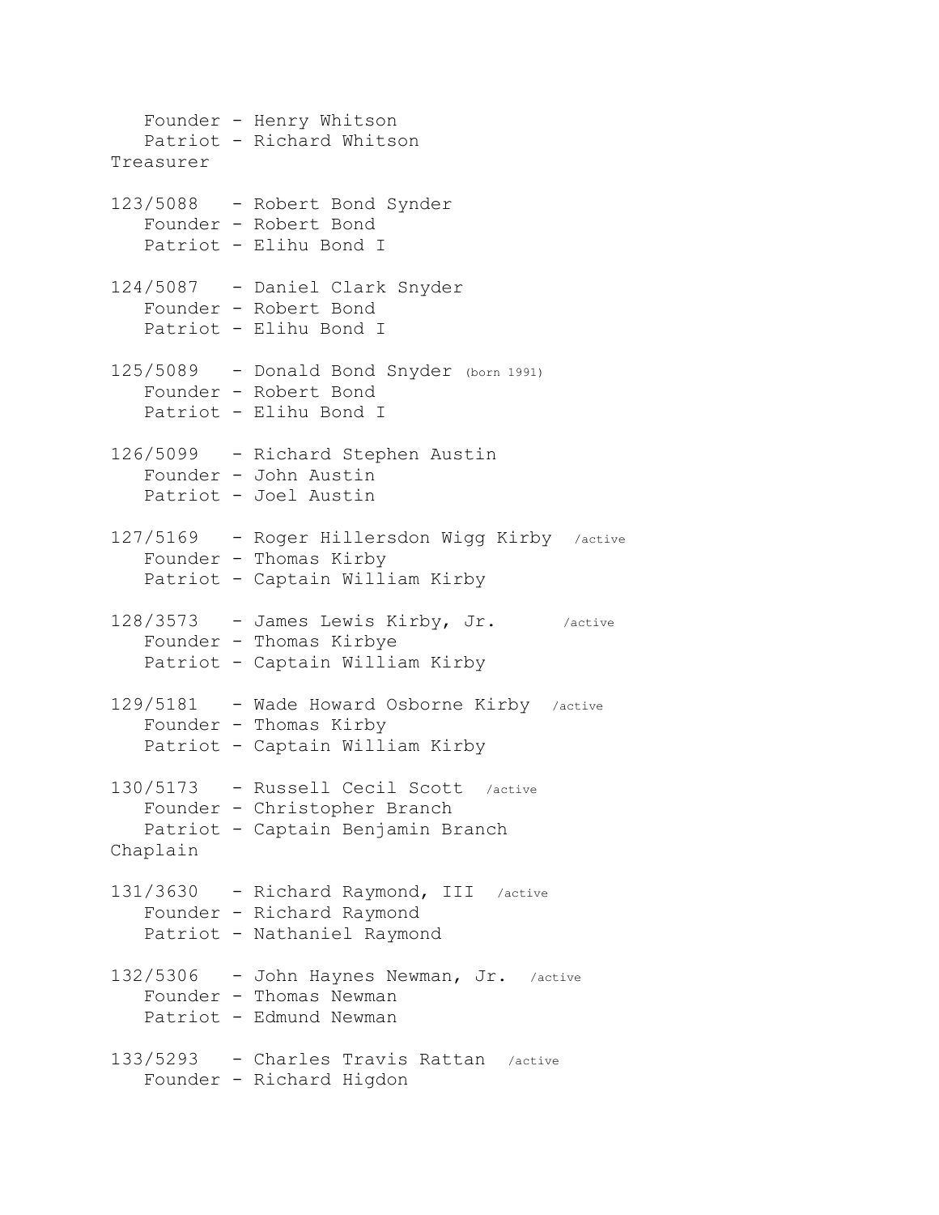Founder - Henry Whitson
Patriot - Richard Whitson
Treasurer

123/5088 - Robert Bond Synder
Founder - Robert Bond
Patriot - Elihu Bond I

124/5087 - Daniel Clark Snyder
Founder - Robert Bond
Patriot - Elihu Bond I

125/5089 - Donald Bond Snyder (born 1991)
Founder - Robert Bond
Patriot - Elihu Bond I

126/5099 - Richard Stephen Austin
Founder - John Austin
Patriot - Joel Austin

127/5169 - Roger Hillersdon Wigg Kirby /active
Founder - Thomas Kirby
Patriot - Captain William Kirby

128/3573 - James Lewis Kirby, Jr. /active
Founder - Thomas Kirbye
Patriot - Captain William Kirby

129/5181 - Wade Howard Osborne Kirby /active
Founder - Thomas Kirby
Patriot - Captain William Kirby

130/5173 - Russell Cecil Scott /active
Founder - Christopher Branch
Patriot - Captain Benjamin Branch
Chaplain

131/3630 - Richard Raymond, III /active
Founder - Richard Raymond
Patriot - Nathaniel Raymond

132/5306 - John Haynes Newman, Jr. /active
Founder - Thomas Newman
Patriot - Edmund Newman

133/5293 - Charles Travis Rattan /active
Founder - Richard Higdon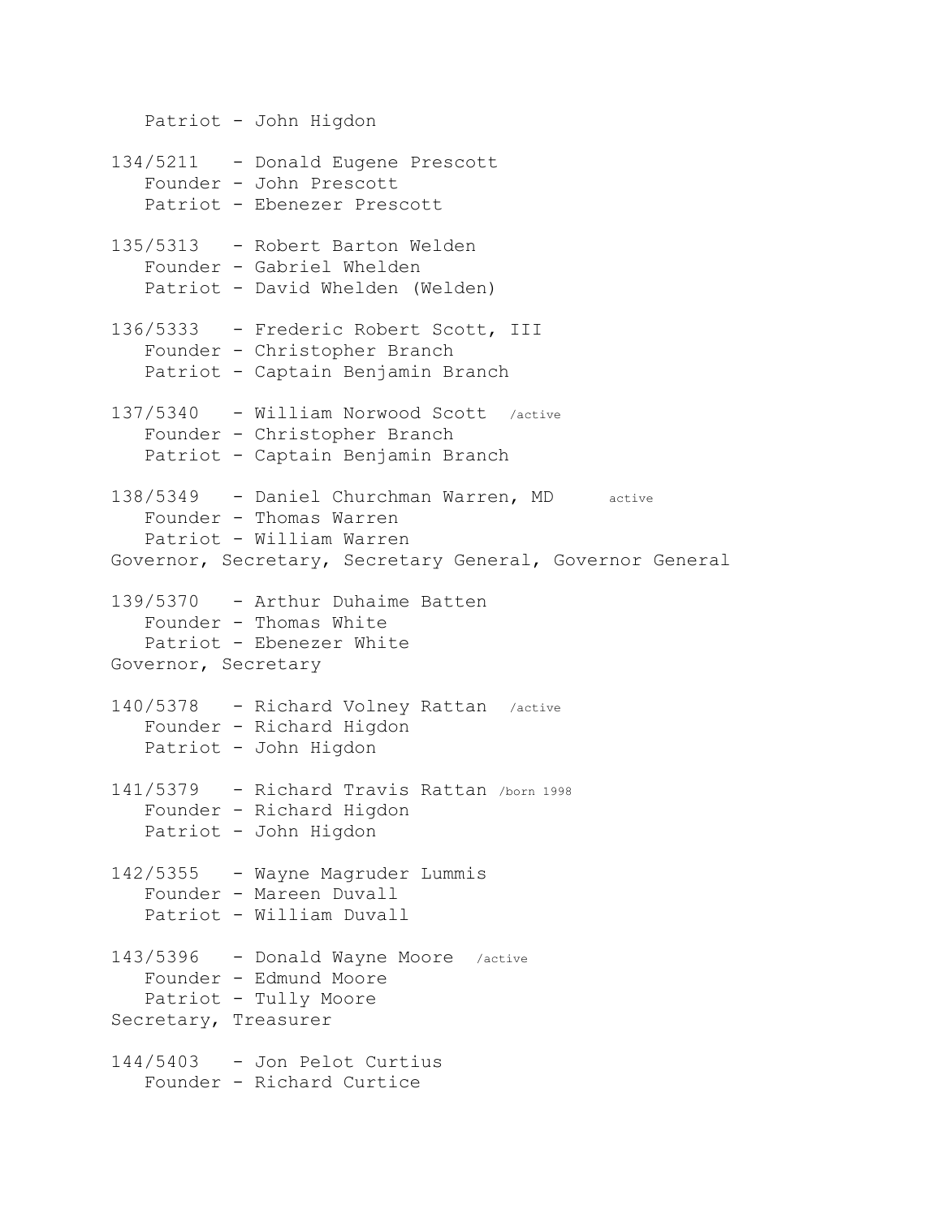Patriot - John Higdon

134/5211 - Donald Eugene Prescott
Founder - John Prescott
Patriot - Ebenezer Prescott

135/5313 - Robert Barton Welden
Founder - Gabriel Whelden
Patriot - David Whelden (Welden)

136/5333 - Frederic Robert Scott, III
Founder - Christopher Branch
Patriot - Captain Benjamin Branch

137/5340 - William Norwood Scott /active
Founder - Christopher Branch
Patriot - Captain Benjamin Branch

138/5349 - Daniel Churchman Warren, MD active
Founder - Thomas Warren
Patriot - William Warren
Governor, Secretary, Secretary General, Governor General

139/5370 - Arthur Duhaime Batten
Founder - Thomas White
Patriot - Ebenezer White
Governor, Secretary

140/5378 - Richard Volney Rattan /active
Founder - Richard Higdon
Patriot - John Higdon

141/5379 - Richard Travis Rattan /born 1998
Founder - Richard Higdon
Patriot - John Higdon

142/5355 - Wayne Magruder Lummis
Founder - Mareen Duvall
Patriot - William Duvall

143/5396 - Donald Wayne Moore /active
Founder - Edmund Moore
Patriot - Tully Moore
Secretary, Treasurer

144/5403 - Jon Pelot Curtius
Founder - Richard Curtice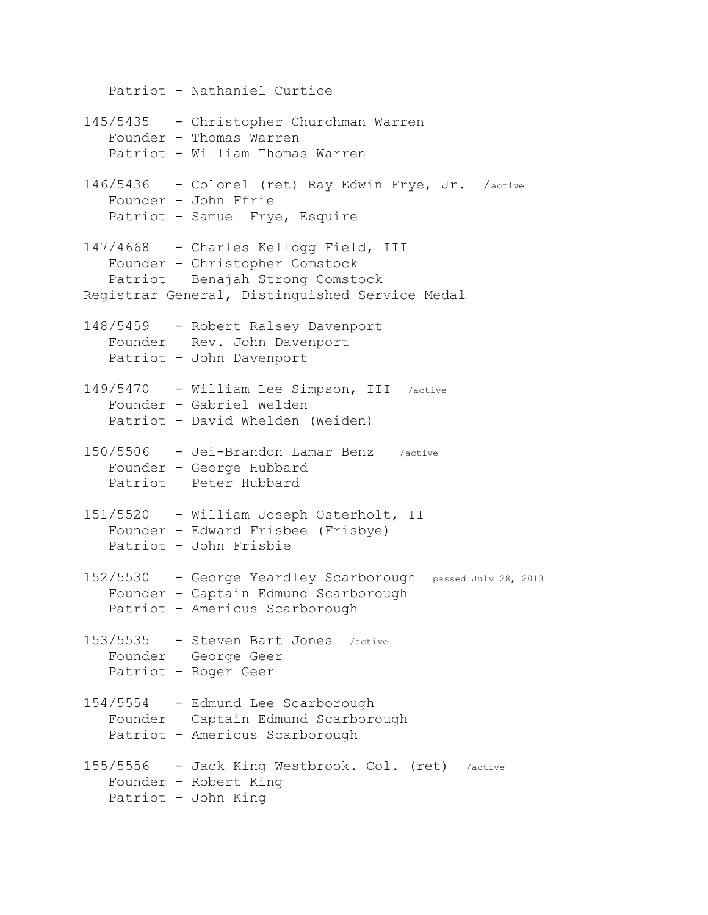Patriot - Nathaniel Curtice

145/5435 - Christopher Churchman Warren
Founder - Thomas Warren
Patriot - William Thomas Warren

146/5436 - Colonel (ret) Ray Edwin Frye, Jr. /active
Founder – John Ffrie
Patriot – Samuel Frye, Esquire

147/4668 - Charles Kellogg Field, III
Founder – Christopher Comstock
Patriot – Benajah Strong Comstock
Registrar General, Distinguished Service Medal

148/5459 - Robert Ralsey Davenport
Founder – Rev. John Davenport
Patriot – John Davenport

149/5470 - William Lee Simpson, III /active
Founder – Gabriel Welden
Patriot – David Whelden (Weiden)

150/5506 - Jei-Brandon Lamar Benz /active
Founder – George Hubbard
Patriot – Peter Hubbard

151/5520 - William Joseph Osterholt, II
Founder – Edward Frisbee (Frisbye)
Patriot – John Frisbie

152/5530 - George Yeardley Scarborough passed July 28, 2013
Founder – Captain Edmund Scarborough
Patriot – Americus Scarborough

153/5535 - Steven Bart Jones /active
Founder – George Geer
Patriot – Roger Geer

154/5554 - Edmund Lee Scarborough
Founder – Captain Edmund Scarborough
Patriot – Americus Scarborough

155/5556 - Jack King Westbrook. Col. (ret) /active
Founder – Robert King
Patriot – John King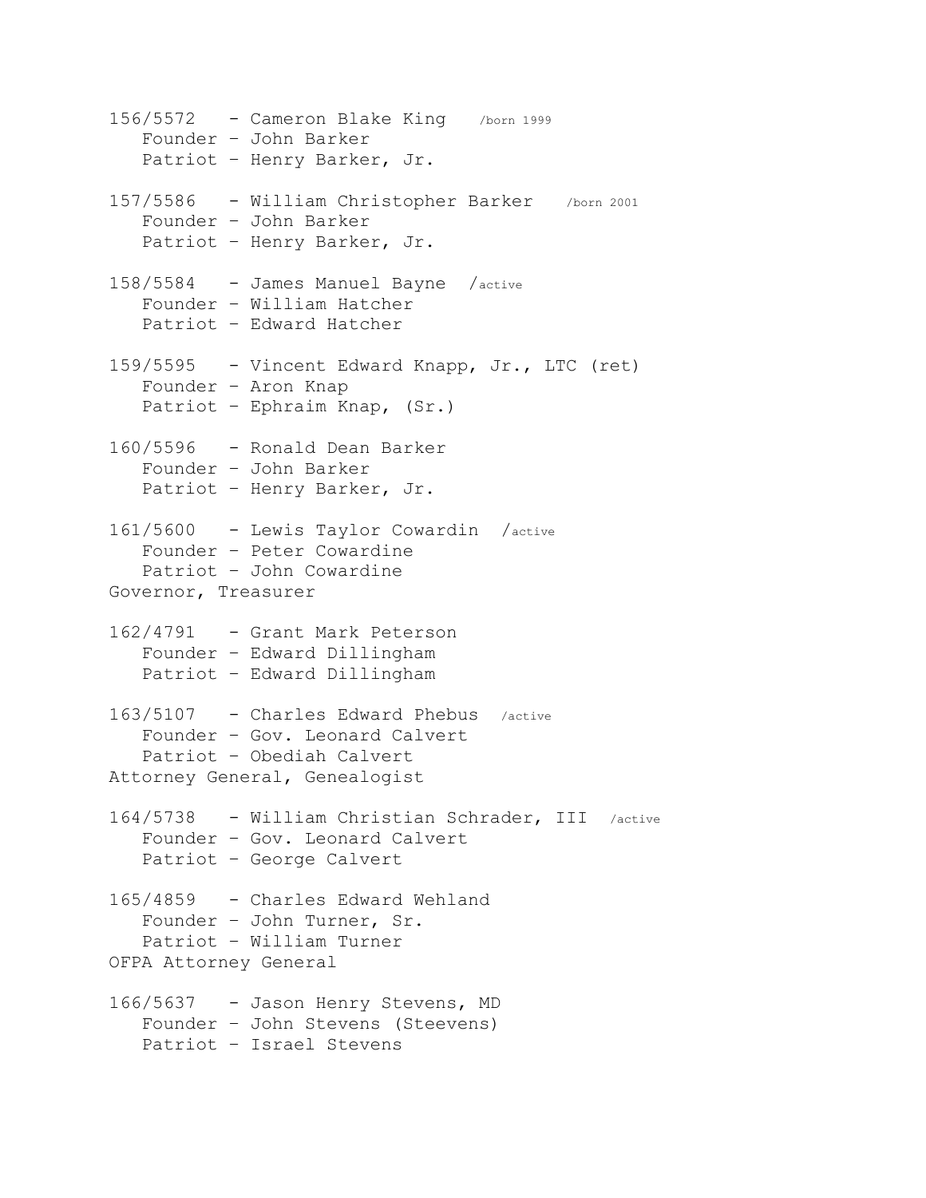156/5572 - Cameron Blake King /born 1999
Founder - John Barker
Patriot - Henry Barker, Jr.

157/5586 - William Christopher Barker /born 2001
Founder - John Barker
Patriot - Henry Barker, Jr.

158/5584 - James Manuel Bayne /active
Founder - William Hatcher
Patriot - Edward Hatcher

159/5595 - Vincent Edward Knapp, Jr., LTC (ret)
Founder - Aron Knap
Patriot - Ephraim Knap, (Sr.)

160/5596 - Ronald Dean Barker
Founder - John Barker
Patriot - Henry Barker, Jr.

161/5600 - Lewis Taylor Cowardin /active
Founder - Peter Cowardine
Patriot - John Cowardine
Governor, Treasurer

162/4791 - Grant Mark Peterson
Founder - Edward Dillingham
Patriot - Edward Dillingham

163/5107 - Charles Edward Phebus /active
Founder - Gov. Leonard Calvert
Patriot - Obediah Calvert
Attorney General, Genealogist

164/5738 - William Christian Schrader, III /active
Founder - Gov. Leonard Calvert
Patriot - George Calvert

165/4859 - Charles Edward Wehland
Founder - John Turner, Sr.
Patriot - William Turner
OFPA Attorney General

166/5637 - Jason Henry Stevens, MD
Founder - John Stevens (Steevens)
Patriot - Israel Stevens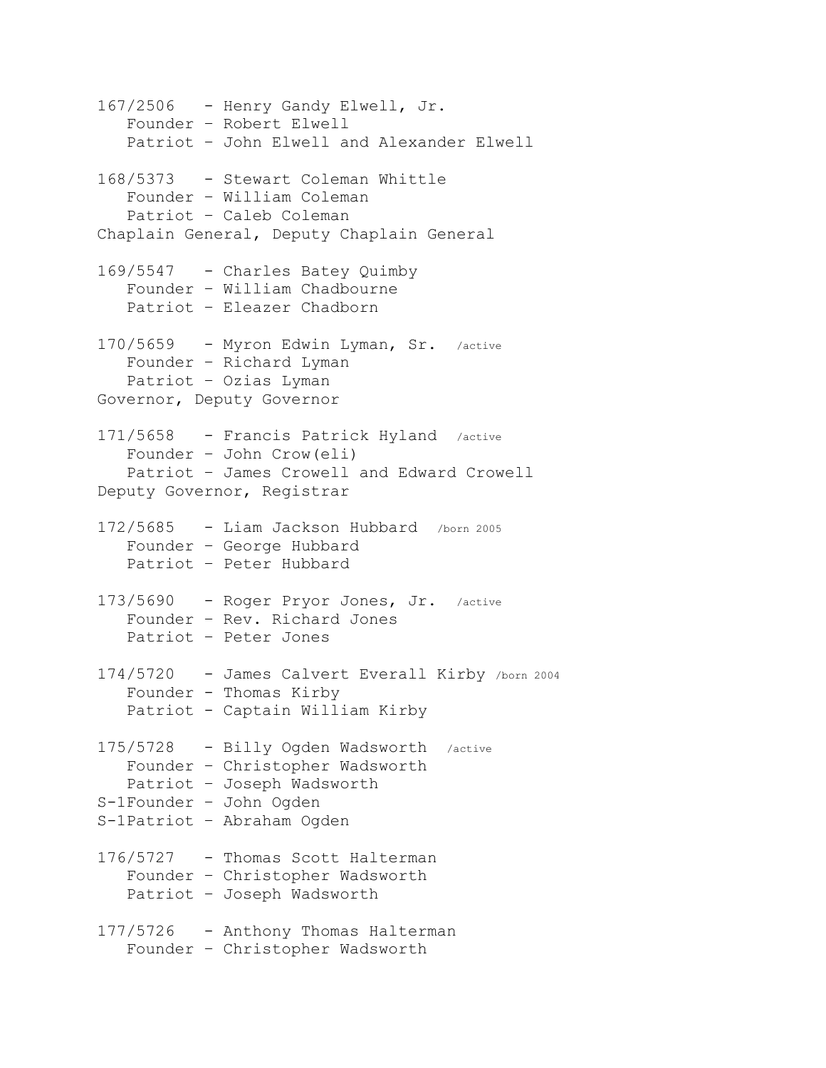167/2506 - Henry Gandy Elwell, Jr.
Founder - Robert Elwell
Patriot - John Elwell and Alexander Elwell

168/5373 - Stewart Coleman Whittle
Founder - William Coleman
Patriot - Caleb Coleman
Chaplain General, Deputy Chaplain General

169/5547 - Charles Batey Quimby
Founder - William Chadbourne
Patriot - Eleazer Chadborn

170/5659 - Myron Edwin Lyman, Sr. /active
Founder - Richard Lyman
Patriot - Ozias Lyman
Governor, Deputy Governor

171/5658 - Francis Patrick Hyland /active
Founder - John Crow(eli)
Patriot - James Crowell and Edward Crowell
Deputy Governor, Registrar

172/5685 - Liam Jackson Hubbard /born 2005
Founder - George Hubbard
Patriot - Peter Hubbard

173/5690 - Roger Pryor Jones, Jr. /active
Founder - Rev. Richard Jones
Patriot - Peter Jones

174/5720 - James Calvert Everall Kirby /born 2004
Founder - Thomas Kirby
Patriot - Captain William Kirby

175/5728 - Billy Ogden Wadsworth /active
Founder - Christopher Wadsworth
Patriot - Joseph Wadsworth
S-1Founder - John Ogden
S-1Patriot - Abraham Ogden

176/5727 - Thomas Scott Halterman
Founder - Christopher Wadsworth
Patriot - Joseph Wadsworth

177/5726 - Anthony Thomas Halterman
Founder - Christopher Wadsworth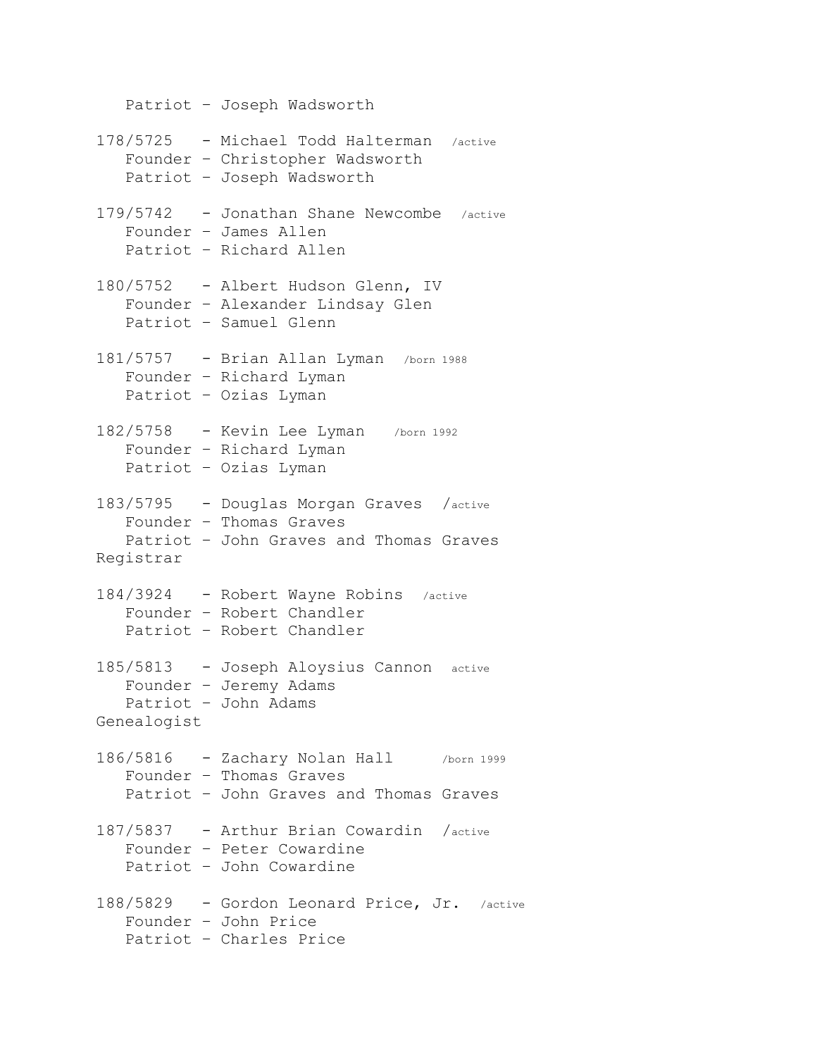Patriot – Joseph Wadsworth

178/5725 - Michael Todd Halterman /active
Founder – Christopher Wadsworth
Patriot – Joseph Wadsworth

179/5742 - Jonathan Shane Newcombe /active
Founder – James Allen
Patriot – Richard Allen

180/5752 - Albert Hudson Glenn, IV
Founder – Alexander Lindsay Glen
Patriot – Samuel Glenn

181/5757 - Brian Allan Lyman /born 1988
Founder – Richard Lyman
Patriot – Ozias Lyman

182/5758 - Kevin Lee Lyman /born 1992
Founder – Richard Lyman
Patriot – Ozias Lyman

183/5795 - Douglas Morgan Graves /active
Founder – Thomas Graves
Patriot – John Graves and Thomas Graves
Registrar

184/3924 - Robert Wayne Robins /active
Founder – Robert Chandler
Patriot – Robert Chandler

185/5813 - Joseph Aloysius Cannon active
Founder – Jeremy Adams
Patriot – John Adams
Genealogist

186/5816 - Zachary Nolan Hall /born 1999
Founder – Thomas Graves
Patriot – John Graves and Thomas Graves

187/5837 - Arthur Brian Cowardin /active
Founder – Peter Cowardine
Patriot – John Cowardine

188/5829 - Gordon Leonard Price, Jr. /active
Founder – John Price
Patriot – Charles Price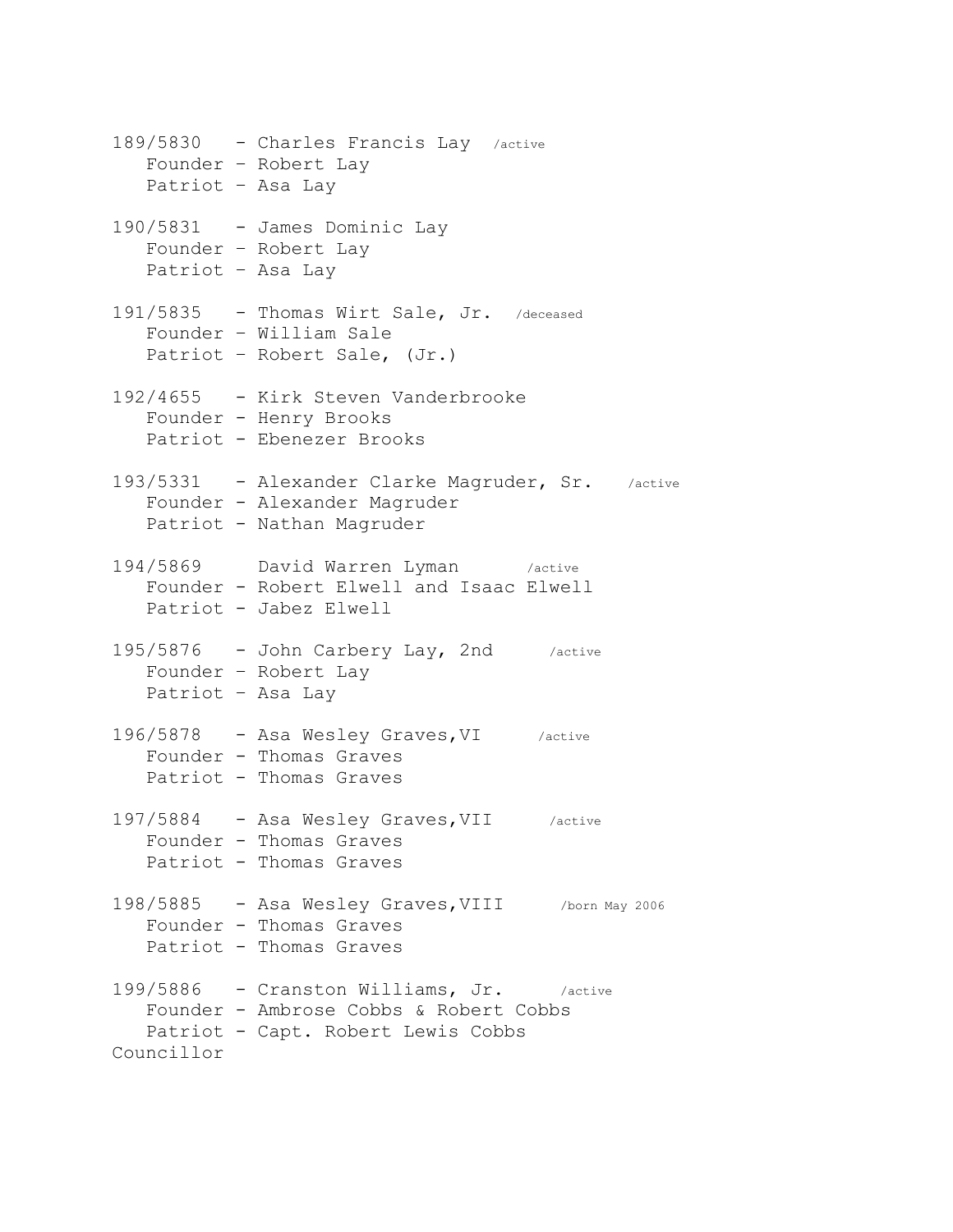189/5830 - Charles Francis Lay /active
Founder - Robert Lay
Patriot - Asa Lay

190/5831 - James Dominic Lay
Founder - Robert Lay
Patriot - Asa Lay

191/5835 - Thomas Wirt Sale, Jr. /deceased
Founder - William Sale
Patriot - Robert Sale, (Jr.)

192/4655 - Kirk Steven Vanderbrooke
Founder - Henry Brooks
Patriot - Ebenezer Brooks

193/5331 - Alexander Clarke Magruder, Sr. /active
Founder - Alexander Magruder
Patriot - Nathan Magruder

194/5869 David Warren Lyman /active
Founder - Robert Elwell and Isaac Elwell
Patriot - Jabez Elwell

195/5876 - John Carbery Lay, 2nd /active
Founder - Robert Lay
Patriot - Asa Lay

196/5878 - Asa Wesley Graves,VI /active
Founder - Thomas Graves
Patriot - Thomas Graves

197/5884 - Asa Wesley Graves,VII /active
Founder - Thomas Graves
Patriot - Thomas Graves

198/5885 - Asa Wesley Graves,VIII /born May 2006
Founder - Thomas Graves
Patriot - Thomas Graves

199/5886 - Cranston Williams, Jr. /active
Founder - Ambrose Cobbs & Robert Cobbs
Patriot - Capt. Robert Lewis Cobbs
Councillor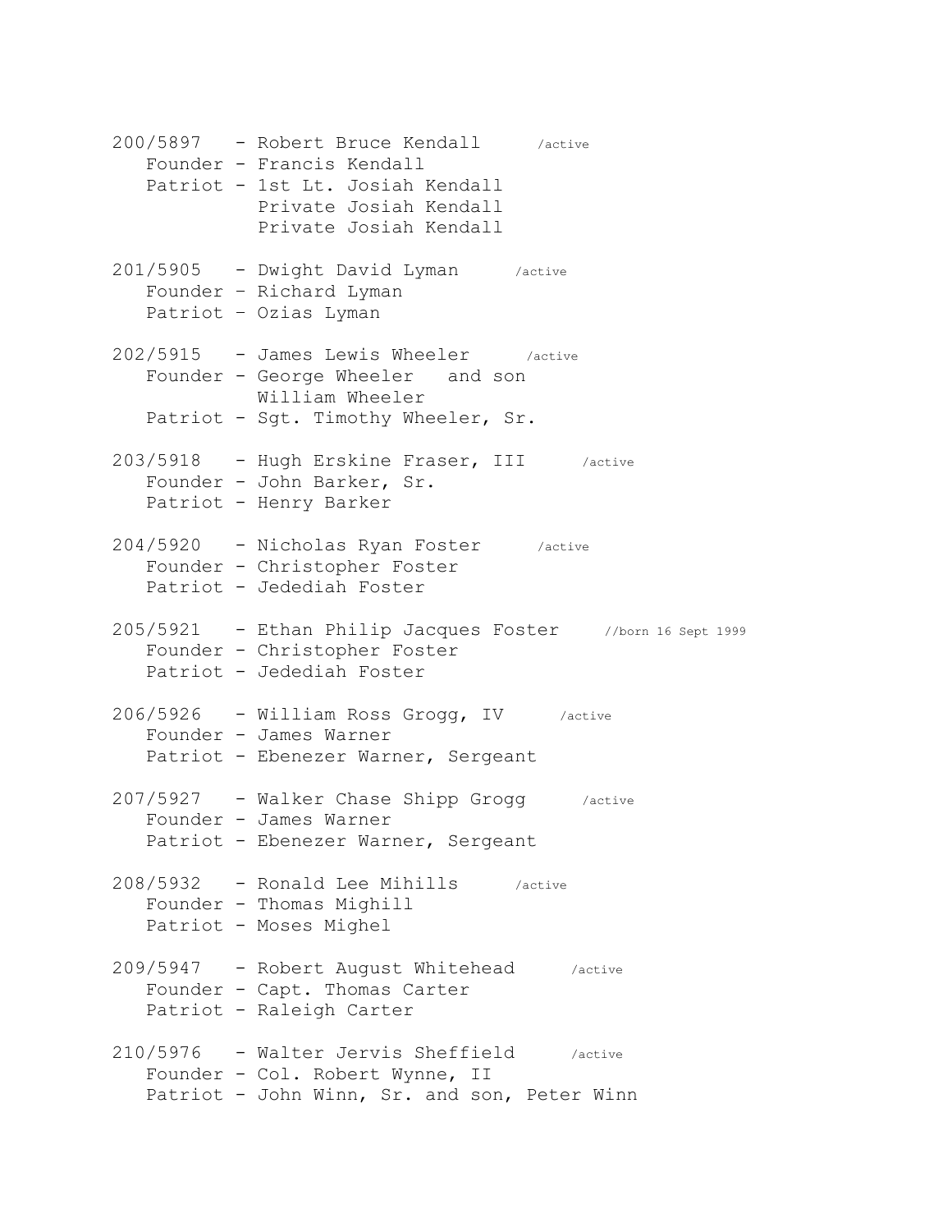200/5897 - Robert Bruce Kendall /active
Founder - Francis Kendall
Patriot - 1st Lt. Josiah Kendall
Private Josiah Kendall
Private Josiah Kendall

201/5905 - Dwight David Lyman /active
Founder - Richard Lyman
Patriot - Ozias Lyman

202/5915 - James Lewis Wheeler /active
Founder - George Wheeler and son
William Wheeler
Patriot - Sgt. Timothy Wheeler, Sr.

203/5918 - Hugh Erskine Fraser, III /active
Founder - John Barker, Sr.
Patriot - Henry Barker

204/5920 - Nicholas Ryan Foster /active
Founder - Christopher Foster
Patriot - Jedediah Foster

205/5921 - Ethan Philip Jacques Foster //born 16 Sept 1999
Founder - Christopher Foster
Patriot - Jedediah Foster

206/5926 - William Ross Grogg, IV /active
Founder - James Warner
Patriot - Ebenezer Warner, Sergeant

207/5927 - Walker Chase Shipp Grogg /active
Founder - James Warner
Patriot - Ebenezer Warner, Sergeant

208/5932 - Ronald Lee Mihills /active
Founder - Thomas Mighill
Patriot - Moses Mighel

209/5947 - Robert August Whitehead /active
Founder - Capt. Thomas Carter
Patriot - Raleigh Carter

210/5976 - Walter Jervis Sheffield /active
Founder - Col. Robert Wynne, II
Patriot - John Winn, Sr. and son, Peter Winn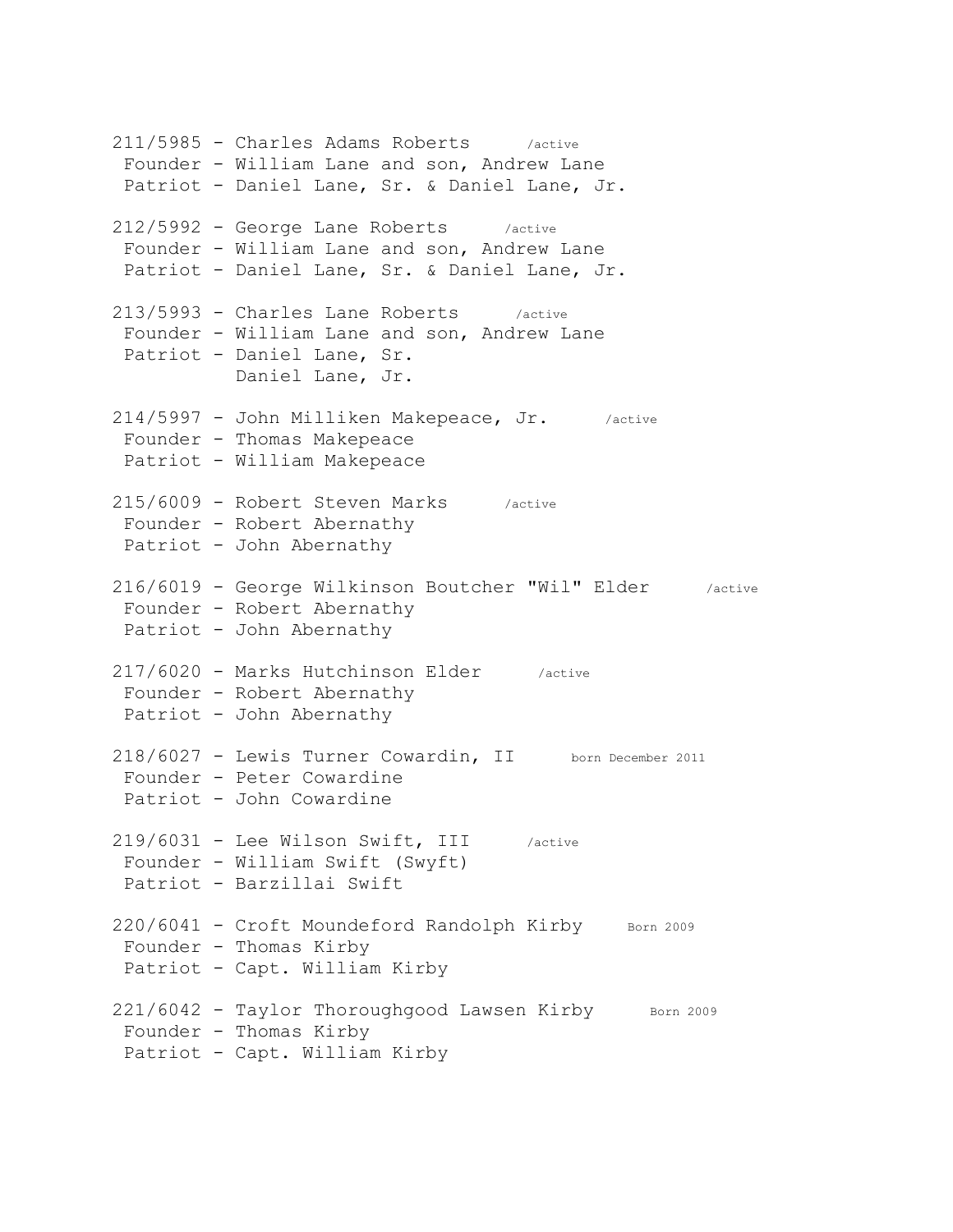211/5985 - Charles Adams Roberts /active
Founder - William Lane and son, Andrew Lane
Patriot - Daniel Lane, Sr. & Daniel Lane, Jr.

212/5992 - George Lane Roberts /active
Founder - William Lane and son, Andrew Lane
Patriot - Daniel Lane, Sr. & Daniel Lane, Jr.

213/5993 - Charles Lane Roberts /active
Founder - William Lane and son, Andrew Lane
Patriot - Daniel Lane, Sr.
Daniel Lane, Jr.

214/5997 - John Milliken Makepeace, Jr. /active
Founder - Thomas Makepeace
Patriot - William Makepeace

215/6009 - Robert Steven Marks /active
Founder - Robert Abernathy
Patriot - John Abernathy

216/6019 - George Wilkinson Boutcher "Wil" Elder /active
Founder - Robert Abernathy
Patriot - John Abernathy

217/6020 - Marks Hutchinson Elder /active
Founder - Robert Abernathy
Patriot - John Abernathy

218/6027 - Lewis Turner Cowardin, II born December 2011
Founder - Peter Cowardine
Patriot - John Cowardine

219/6031 - Lee Wilson Swift, III /active
Founder - William Swift (Swyft)
Patriot - Barzillai Swift

220/6041 - Croft Moundeford Randolph Kirby Born 2009
Founder - Thomas Kirby
Patriot - Capt. William Kirby

221/6042 - Taylor Thoroughgood Lawsen Kirby Born 2009
Founder - Thomas Kirby
Patriot - Capt. William Kirby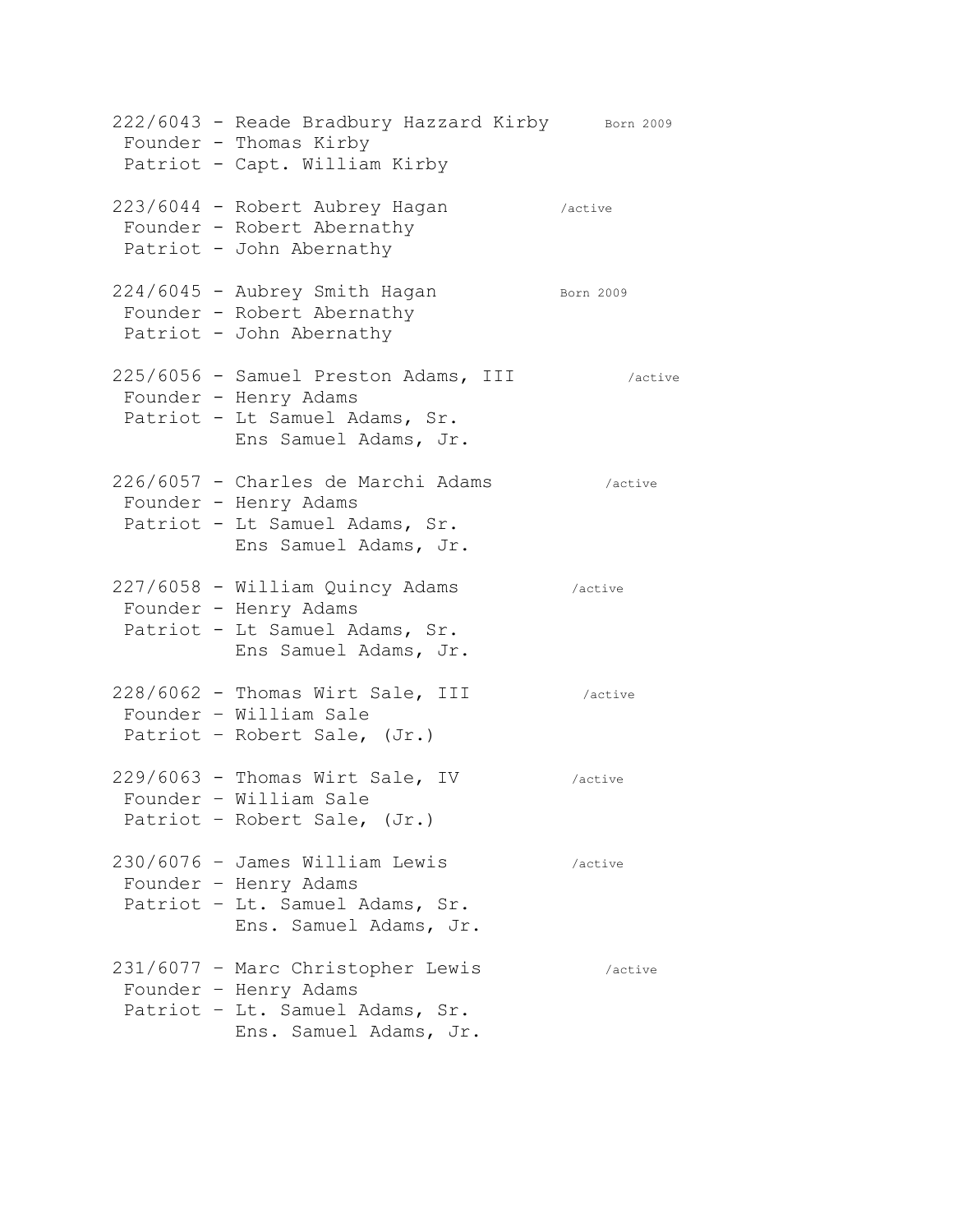222/6043 - Reade Bradbury Hazzard Kirby Born 2009
Founder - Thomas Kirby
Patriot - Capt. William Kirby

223/6044 - Robert Aubrey Hagan /active
Founder - Robert Abernathy
Patriot - John Abernathy

224/6045 - Aubrey Smith Hagan Born 2009
Founder - Robert Abernathy
Patriot - John Abernathy

225/6056 - Samuel Preston Adams, III /active
Founder - Henry Adams
Patriot - Lt Samuel Adams, Sr.
Ens Samuel Adams, Jr.

226/6057 - Charles de Marchi Adams /active
Founder - Henry Adams
Patriot - Lt Samuel Adams, Sr.
Ens Samuel Adams, Jr.

227/6058 - William Quincy Adams /active
Founder - Henry Adams
Patriot - Lt Samuel Adams, Sr.
Ens Samuel Adams, Jr.

228/6062 - Thomas Wirt Sale, III /active
Founder – William Sale
Patriot – Robert Sale, (Jr.)

229/6063 - Thomas Wirt Sale, IV /active
Founder – William Sale
Patriot – Robert Sale, (Jr.)

230/6076 – James William Lewis /active
Founder – Henry Adams
Patriot – Lt. Samuel Adams, Sr.
Ens. Samuel Adams, Jr.

231/6077 – Marc Christopher Lewis /active
Founder – Henry Adams
Patriot – Lt. Samuel Adams, Sr.
Ens. Samuel Adams, Jr.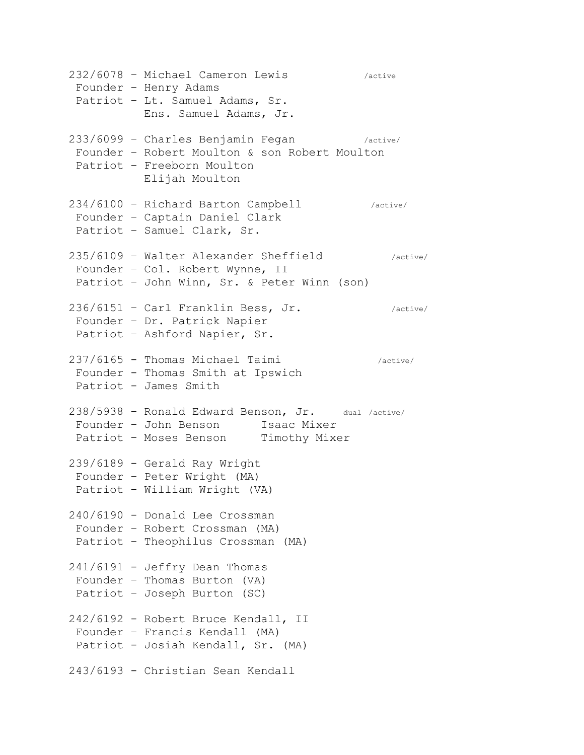232/6078 - Michael Cameron Lewis /active
Founder - Henry Adams
Patriot - Lt. Samuel Adams, Sr.
Ens. Samuel Adams, Jr.

233/6099 - Charles Benjamin Fegan /active/
Founder - Robert Moulton & son Robert Moulton
Patriot - Freeborn Moulton
Elijah Moulton

234/6100 - Richard Barton Campbell /active/
Founder - Captain Daniel Clark
Patriot - Samuel Clark, Sr.

235/6109 - Walter Alexander Sheffield /active/
Founder - Col. Robert Wynne, II
Patriot - John Winn, Sr. & Peter Winn (son)

236/6151 - Carl Franklin Bess, Jr. /active/
Founder - Dr. Patrick Napier
Patriot - Ashford Napier, Sr.

237/6165 - Thomas Michael Taimi /active/
Founder - Thomas Smith at Ipswich
Patriot - James Smith

238/5938 - Ronald Edward Benson, Jr. dual /active/
Founder - John Benson Isaac Mixer
Patriot - Moses Benson Timothy Mixer

239/6189 - Gerald Ray Wright
Founder - Peter Wright (MA)
Patriot - William Wright (VA)

240/6190 - Donald Lee Crossman
Founder - Robert Crossman (MA)
Patriot - Theophilus Crossman (MA)

241/6191 - Jeffry Dean Thomas
Founder - Thomas Burton (VA)
Patriot - Joseph Burton (SC)

242/6192 - Robert Bruce Kendall, II
Founder - Francis Kendall (MA)
Patriot - Josiah Kendall, Sr. (MA)

243/6193 - Christian Sean Kendall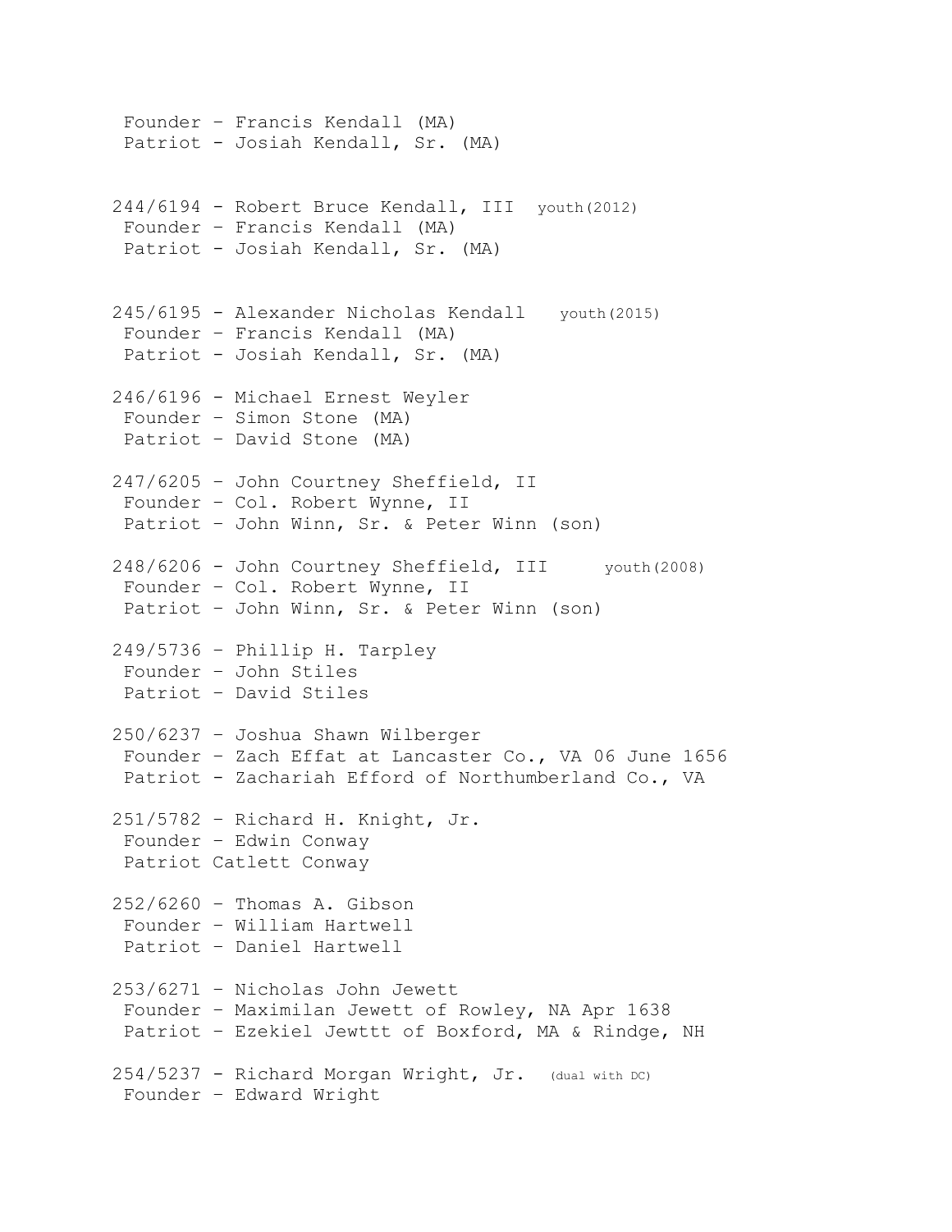Founder – Francis Kendall (MA)
Patriot - Josiah Kendall, Sr. (MA)

244/6194 - Robert Bruce Kendall, III youth(2012)
Founder – Francis Kendall (MA)
Patriot - Josiah Kendall, Sr. (MA)

245/6195 - Alexander Nicholas Kendall youth(2015)
Founder – Francis Kendall (MA)
Patriot - Josiah Kendall, Sr. (MA)

246/6196 - Michael Ernest Weyler
Founder – Simon Stone (MA)
Patriot – David Stone (MA)

247/6205 – John Courtney Sheffield, II
Founder – Col. Robert Wynne, II
Patriot – John Winn, Sr. & Peter Winn (son)

248/6206 - John Courtney Sheffield, III youth(2008)
Founder – Col. Robert Wynne, II
Patriot – John Winn, Sr. & Peter Winn (son)

249/5736 – Phillip H. Tarpley
Founder – John Stiles
Patriot – David Stiles

250/6237 – Joshua Shawn Wilberger
Founder – Zach Effat at Lancaster Co., VA 06 June 1656
Patriot – Zachariah Efford of Northumberland Co., VA

251/5782 – Richard H. Knight, Jr.
Founder – Edwin Conway
Patriot Catlett Conway

252/6260 – Thomas A. Gibson
Founder – William Hartwell
Patriot – Daniel Hartwell

253/6271 – Nicholas John Jewett
Founder – Maximilan Jewett of Rowley, NA Apr 1638
Patriot – Ezekiel Jewttt of Boxford, MA & Rindge, NH

254/5237 - Richard Morgan Wright, Jr. (dual with DC)
Founder – Edward Wright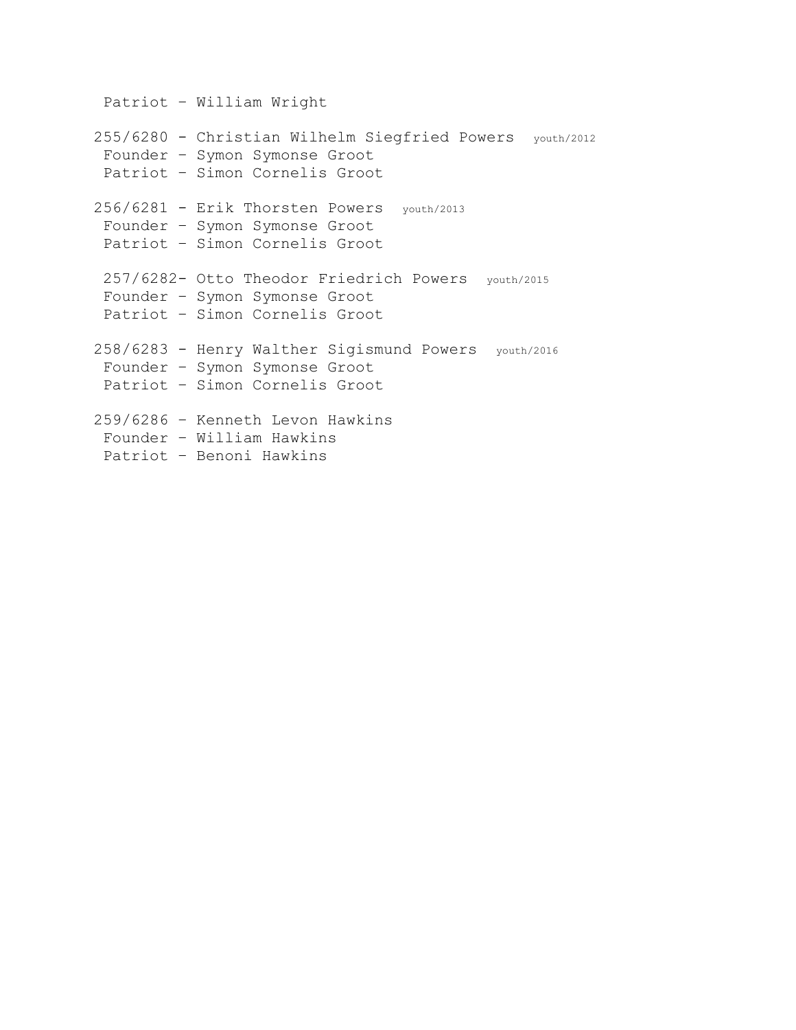Patriot – William Wright

255/6280 - Christian Wilhelm Siegfried Powers youth/2012
Founder – Symon Symonse Groot
Patriot – Simon Cornelis Groot

256/6281 - Erik Thorsten Powers youth/2013
Founder – Symon Symonse Groot
Patriot – Simon Cornelis Groot

257/6282- Otto Theodor Friedrich Powers youth/2015
Founder – Symon Symonse Groot
Patriot – Simon Cornelis Groot

258/6283 - Henry Walther Sigismund Powers youth/2016
Founder – Symon Symonse Groot
Patriot – Simon Cornelis Groot

259/6286 – Kenneth Levon Hawkins
Founder – William Hawkins
Patriot – Benoni Hawkins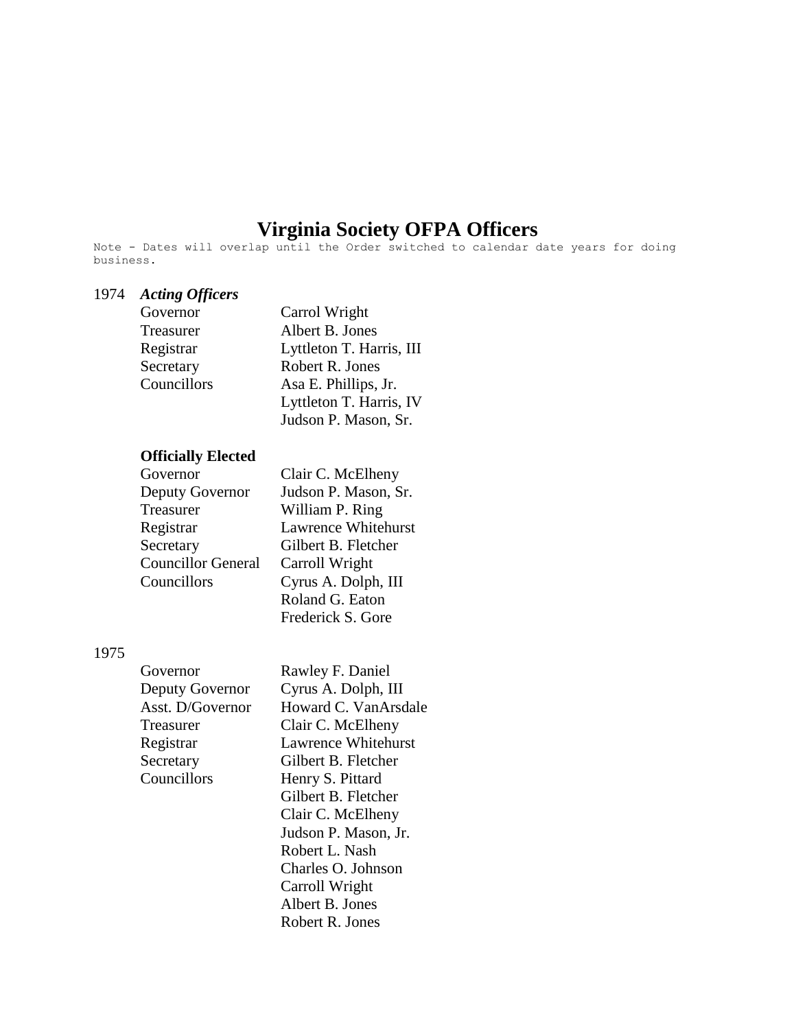# Virginia Society OFPA Officers

Note - Dates will overlap until the Order switched to calendar date years for doing business.

## 1974

***Acting Officers***

| | |
|---|---|
| Governor | Carrol Wright |
| Treasurer | Albert B. Jones |
| Registrar | Lyttleton T. Harris, III |
| Secretary | Robert R. Jones |
| Councillors | Asa E. Phillips, Jr. |
| | Lyttleton T. Harris, IV |
| | Judson P. Mason, Sr. |

**Officially Elected**

| | |
|---|---|
| Governor | Clair C. McElheny |
| Deputy Governor | Judson P. Mason, Sr. |
| Treasurer | William P. Ring |
| Registrar | Lawrence Whitehurst |
| Secretary | Gilbert B. Fletcher |
| Councillor General | Carroll Wright |
| Councillors | Cyrus A. Dolph, III |
| | Roland G. Eaton |
| | Frederick S. Gore |

## 1975

| | |
|---|---|
| Governor | Rawley F. Daniel |
| Deputy Governor | Cyrus A. Dolph, III |
| Asst. D/Governor | Howard C. VanArsdale |
| Treasurer | Clair C. McElheny |
| Registrar | Lawrence Whitehurst |
| Secretary | Gilbert B. Fletcher |
| Councillors | Henry S. Pittard |
| | Gilbert B. Fletcher |
| | Clair C. McElheny |
| | Judson P. Mason, Jr. |
| | Robert L. Nash |
| | Charles O. Johnson |
| | Carroll Wright |
| | Albert B. Jones |
| | Robert R. Jones |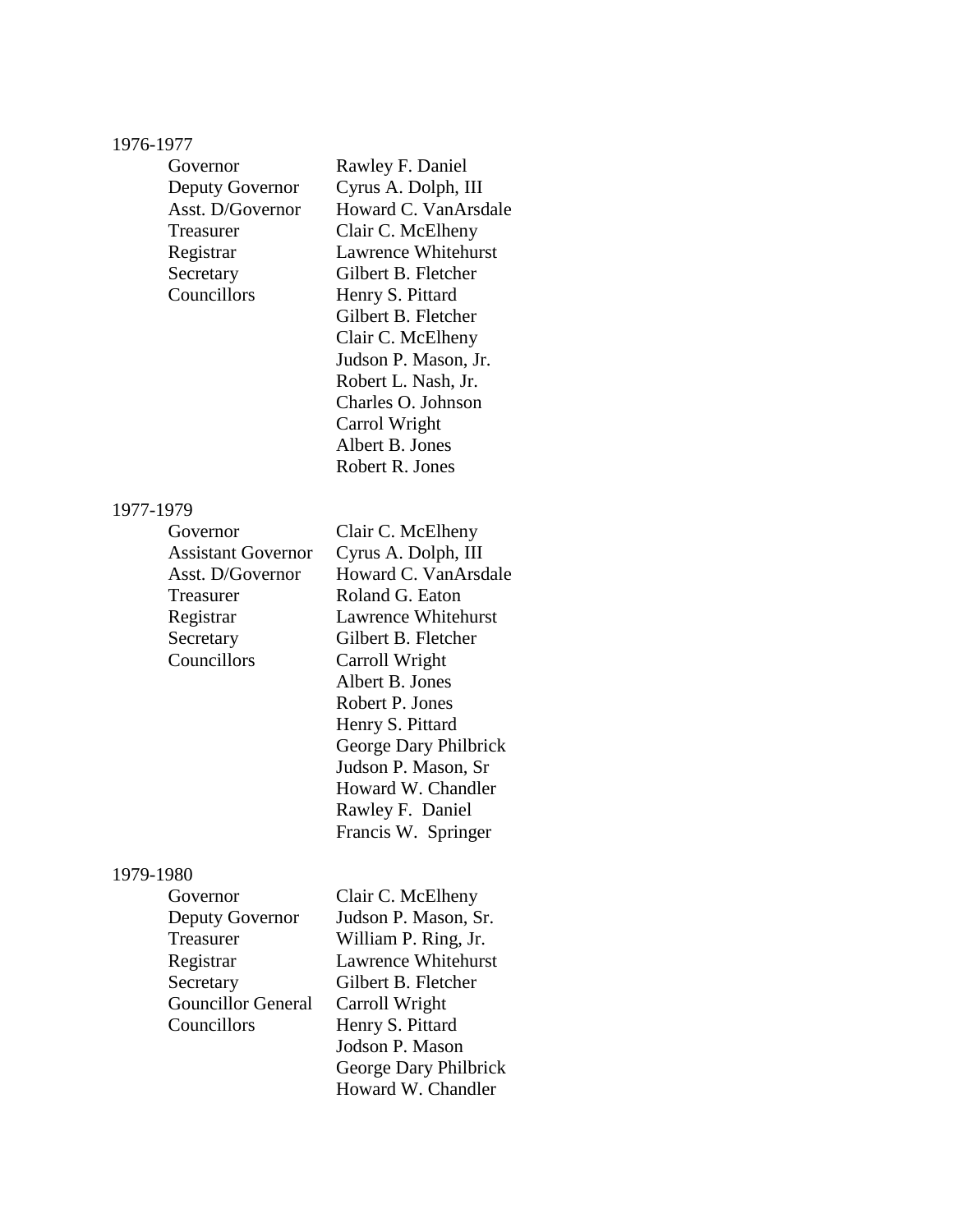1976-1977

| | |
|---|---|
| Governor | Rawley F. Daniel |
| Deputy Governor | Cyrus A. Dolph, III |
| Asst. D/Governor | Howard C. VanArsdale |
| Treasurer | Clair C. McElheny |
| Registrar | Lawrence Whitehurst |
| Secretary | Gilbert B. Fletcher |
| Councillors | Henry S. Pittard |
| | Gilbert B. Fletcher |
| | Clair C. McElheny |
| | Judson P. Mason, Jr. |
| | Robert L. Nash, Jr. |
| | Charles O. Johnson |
| | Carrol Wright |
| | Albert B. Jones |
| | Robert R. Jones |

1977-1979

| | |
|---|---|
| Governor | Clair C. McElheny |
| Assistant Governor | Cyrus A. Dolph, III |
| Asst. D/Governor | Howard C. VanArsdale |
| Treasurer | Roland G. Eaton |
| Registrar | Lawrence Whitehurst |
| Secretary | Gilbert B. Fletcher |
| Councillors | Carroll Wright |
| | Albert B. Jones |
| | Robert P. Jones |
| | Henry S. Pittard |
| | George Dary Philbrick |
| | Judson P. Mason, Sr |
| | Howard W. Chandler |
| | Rawley F. Daniel |
| | Francis W. Springer |

1979-1980

| | |
|---|---|
| Governor | Clair C. McElheny |
| Deputy Governor | Judson P. Mason, Sr. |
| Treasurer | William P. Ring, Jr. |
| Registrar | Lawrence Whitehurst |
| Secretary | Gilbert B. Fletcher |
| Gouncillor General | Carroll Wright |
| Councillors | Henry S. Pittard |
| | Jodson P. Mason |
| | George Dary Philbrick |
| | Howard W. Chandler |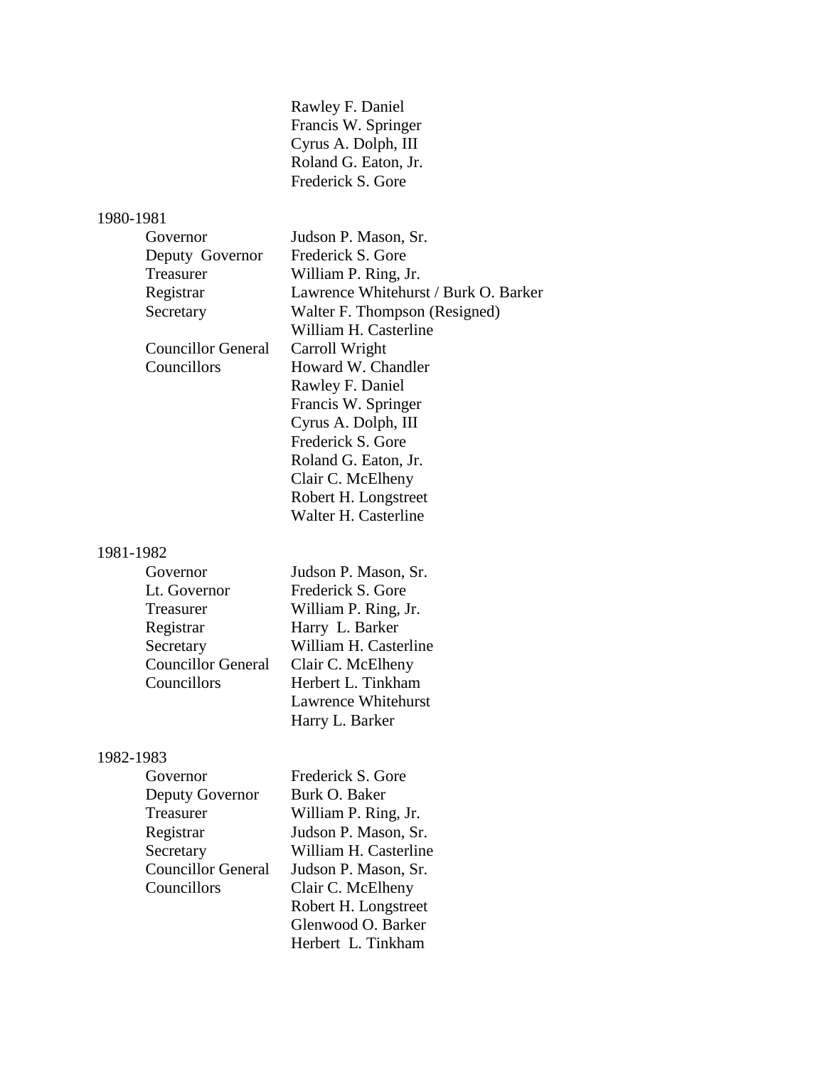| | |
|---|---|
| | Rawley F. Daniel |
| | Francis W. Springer |
| | Cyrus A. Dolph, III |
| | Roland G. Eaton, Jr. |
| | Frederick S. Gore |

1980-1981

| | |
|---|---|
| Governor | Judson P. Mason, Sr. |
| Deputy Governor | Frederick S. Gore |
| Treasurer | William P. Ring, Jr. |
| Registrar | Lawrence Whitehurst / Burk O. Barker |
| Secretary | Walter F. Thompson (Resigned) |
| | William H. Casterline |
| Councillor General | Carroll Wright |
| Councillors | Howard W. Chandler |
| | Rawley F. Daniel |
| | Francis W. Springer |
| | Cyrus A. Dolph, III |
| | Frederick S. Gore |
| | Roland G. Eaton, Jr. |
| | Clair C. McElheny |
| | Robert H. Longstreet |
| | Walter H. Casterline |

1981-1982

| | |
|---|---|
| Governor | Judson P. Mason, Sr. |
| Lt. Governor | Frederick S. Gore |
| Treasurer | William P. Ring, Jr. |
| Registrar | Harry L. Barker |
| Secretary | William H. Casterline |
| Councillor General | Clair C. McElheny |
| Councillors | Herbert L. Tinkham |
| | Lawrence Whitehurst |
| | Harry L. Barker |

1982-1983

| | |
|---|---|
| Governor | Frederick S. Gore |
| Deputy Governor | Burk O. Baker |
| Treasurer | William P. Ring, Jr. |
| Registrar | Judson P. Mason, Sr. |
| Secretary | William H. Casterline |
| Councillor General | Judson P. Mason, Sr. |
| Councillors | Clair C. McElheny |
| | Robert H. Longstreet |
| | Glenwood O. Barker |
| | Herbert L. Tinkham |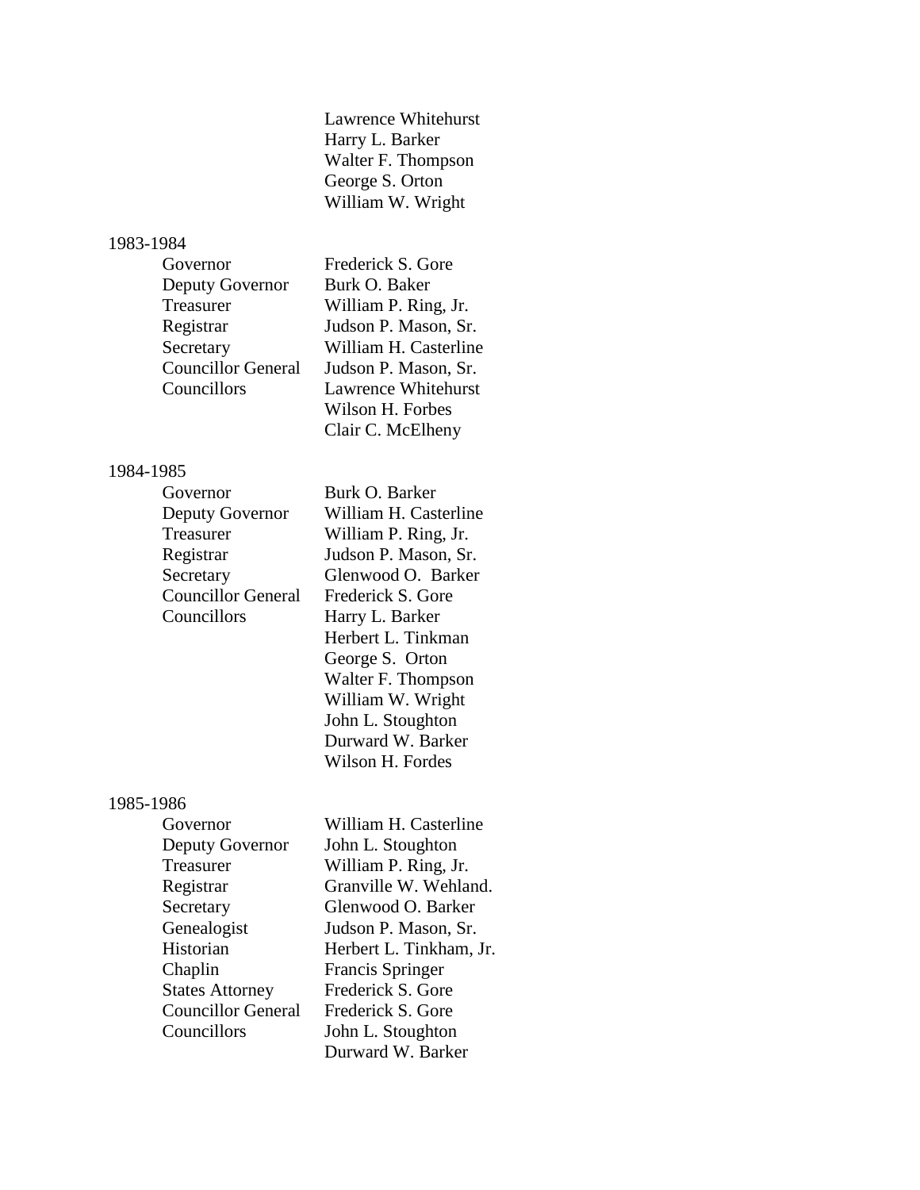Lawrence Whitehurst
Harry L. Barker
Walter F. Thompson
George S. Orton
William W. Wright

1983-1984

| | |
|---|---|
| Governor | Frederick S. Gore |
| Deputy Governor | Burk O. Baker |
| Treasurer | William P. Ring, Jr. |
| Registrar | Judson P. Mason, Sr. |
| Secretary | William H. Casterline |
| Councillor General | Judson P. Mason, Sr. |
| Councillors | Lawrence Whitehurst |
| | Wilson H. Forbes |
| | Clair C. McElheny |

1984-1985

| | |
|---|---|
| Governor | Burk O. Barker |
| Deputy Governor | William H. Casterline |
| Treasurer | William P. Ring, Jr. |
| Registrar | Judson P. Mason, Sr. |
| Secretary | Glenwood O. Barker |
| Councillor General | Frederick S. Gore |
| Councillors | Harry L. Barker |
| | Herbert L. Tinkman |
| | George S. Orton |
| | Walter F. Thompson |
| | William W. Wright |
| | John L. Stoughton |
| | Durward W. Barker |
| | Wilson H. Fordes |

1985-1986

| | |
|---|---|
| Governor | William H. Casterline |
| Deputy Governor | John L. Stoughton |
| Treasurer | William P. Ring, Jr. |
| Registrar | Granville W. Wehland. |
| Secretary | Glenwood O. Barker |
| Genealogist | Judson P. Mason, Sr. |
| Historian | Herbert L. Tinkham, Jr. |
| Chaplin | Francis Springer |
| States Attorney | Frederick S. Gore |
| Councillor General | Frederick S. Gore |
| Councillors | John L. Stoughton |
| | Durward W. Barker |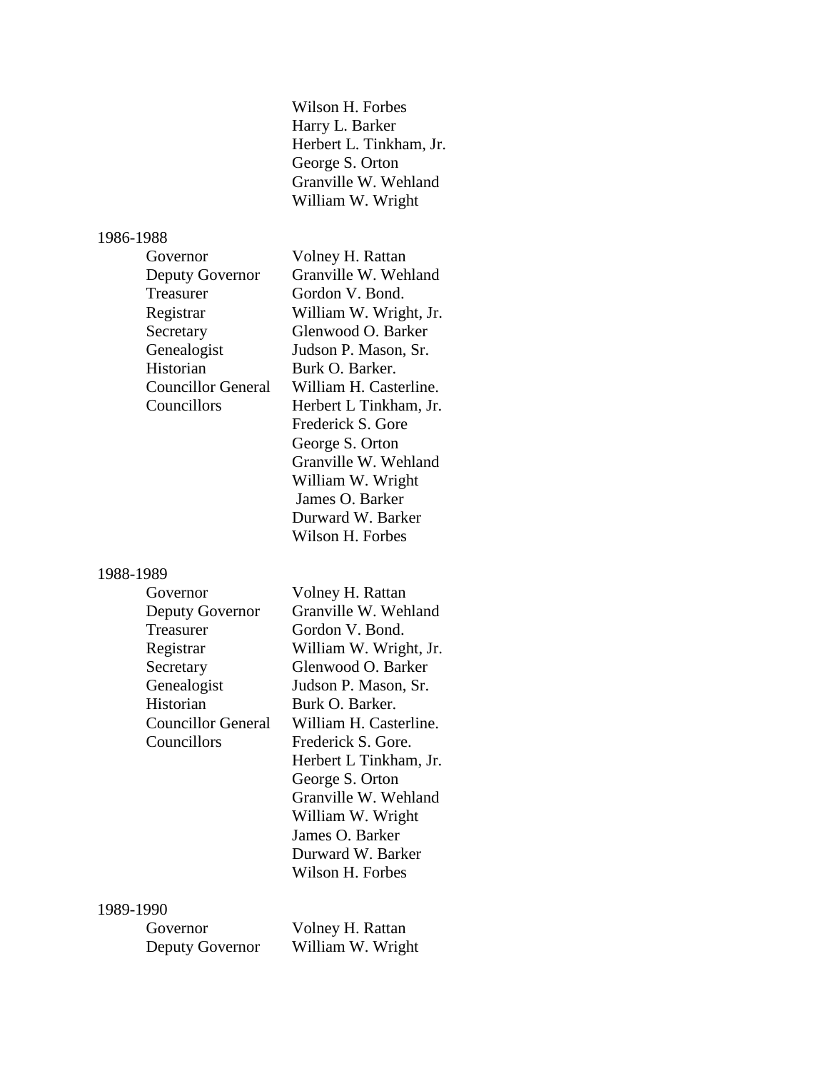Wilson H. Forbes
Harry L. Barker
Herbert L. Tinkham, Jr.
George S. Orton
Granville W. Wehland
William W. Wright

1986-1988

| | |
|---|---|
| Governor | Volney H. Rattan |
| Deputy Governor | Granville W. Wehland |
| Treasurer | Gordon V. Bond. |
| Registrar | William W. Wright, Jr. |
| Secretary | Glenwood O. Barker |
| Genealogist | Judson P. Mason, Sr. |
| Historian | Burk O. Barker. |
| Councillor General | William H. Casterline. |
| Councillors | Herbert L Tinkham, Jr. |
| | Frederick S. Gore |
| | George S. Orton |
| | Granville W. Wehland |
| | William W. Wright |
| | James O. Barker |
| | Durward W. Barker |
| | Wilson H. Forbes |

1988-1989

| | |
|---|---|
| Governor | Volney H. Rattan |
| Deputy Governor | Granville W. Wehland |
| Treasurer | Gordon V. Bond. |
| Registrar | William W. Wright, Jr. |
| Secretary | Glenwood O. Barker |
| Genealogist | Judson P. Mason, Sr. |
| Historian | Burk O. Barker. |
| Councillor General | William H. Casterline. |
| Councillors | Frederick S. Gore. |
| | Herbert L Tinkham, Jr. |
| | George S. Orton |
| | Granville W. Wehland |
| | William W. Wright |
| | James O. Barker |
| | Durward W. Barker |
| | Wilson H. Forbes |

1989-1990

| | |
|---|---|
| Governor | Volney H. Rattan |
| Deputy Governor | William W. Wright |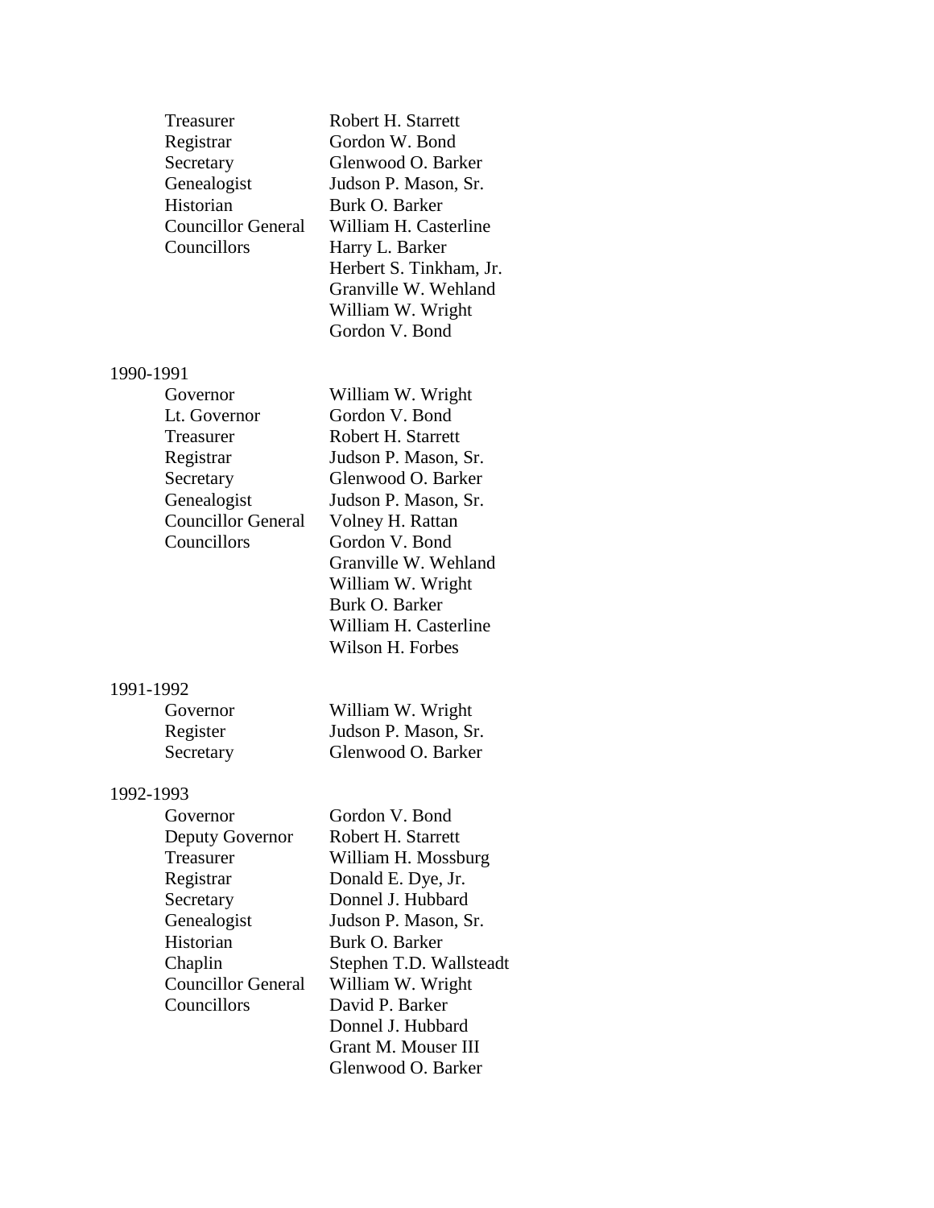| | |
|---|---|
| Treasurer | Robert H. Starrett |
| Registrar | Gordon W. Bond |
| Secretary | Glenwood O. Barker |
| Genealogist | Judson P. Mason, Sr. |
| Historian | Burk O. Barker |
| Councillor General | William H. Casterline |
| Councillors | Harry L. Barker |
| | Herbert S. Tinkham, Jr. |
| | Granville W. Wehland |
| | William W. Wright |
| | Gordon V. Bond |

1990-1991

| | |
|---|---|
| Governor | William W. Wright |
| Lt. Governor | Gordon V. Bond |
| Treasurer | Robert H. Starrett |
| Registrar | Judson P. Mason, Sr. |
| Secretary | Glenwood O. Barker |
| Genealogist | Judson P. Mason, Sr. |
| Councillor General | Volney H. Rattan |
| Councillors | Gordon V. Bond |
| | Granville W. Wehland |
| | William W. Wright |
| | Burk O. Barker |
| | William H. Casterline |
| | Wilson H. Forbes |

1991-1992

| | |
|---|---|
| Governor | William W. Wright |
| Register | Judson P. Mason, Sr. |
| Secretary | Glenwood O. Barker |

1992-1993

| | |
|---|---|
| Governor | Gordon V. Bond |
| Deputy Governor | Robert H. Starrett |
| Treasurer | William H. Mossburg |
| Registrar | Donald E. Dye, Jr. |
| Secretary | Donnel J. Hubbard |
| Genealogist | Judson P. Mason, Sr. |
| Historian | Burk O. Barker |
| Chaplin | Stephen T.D. Wallsteadt |
| Councillor General | William W. Wright |
| Councillors | David P. Barker |
| | Donnel J. Hubbard |
| | Grant M. Mouser III |
| | Glenwood O. Barker |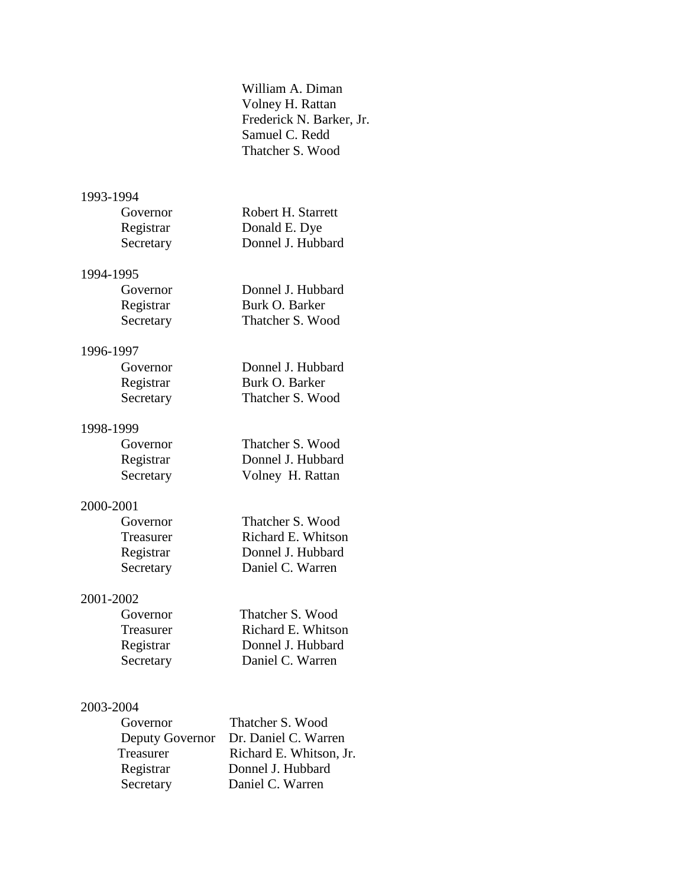William A. Diman
Volney H. Rattan
Frederick N. Barker, Jr.
Samuel C. Redd
Thatcher S. Wood

1993-1994

| | |
|---|---|
| Governor | Robert H. Starrett |
| Registrar | Donald E. Dye |
| Secretary | Donnel J. Hubbard |

1994-1995

| | |
|---|---|
| Governor | Donnel J. Hubbard |
| Registrar | Burk O. Barker |
| Secretary | Thatcher S. Wood |

1996-1997

| | |
|---|---|
| Governor | Donnel J. Hubbard |
| Registrar | Burk O. Barker |
| Secretary | Thatcher S. Wood |

1998-1999

| | |
|---|---|
| Governor | Thatcher S. Wood |
| Registrar | Donnel J. Hubbard |
| Secretary | Volney H. Rattan |

2000-2001

| | |
|---|---|
| Governor | Thatcher S. Wood |
| Treasurer | Richard E. Whitson |
| Registrar | Donnel J. Hubbard |
| Secretary | Daniel C. Warren |

2001-2002

| | |
|---|---|
| Governor | Thatcher S. Wood |
| Treasurer | Richard E. Whitson |
| Registrar | Donnel J. Hubbard |
| Secretary | Daniel C. Warren |

2003-2004

| | |
|---|---|
| Governor | Thatcher S. Wood |
| Deputy Governor | Dr. Daniel C. Warren |
| Treasurer | Richard E. Whitson, Jr. |
| Registrar | Donnel J. Hubbard |
| Secretary | Daniel C. Warren |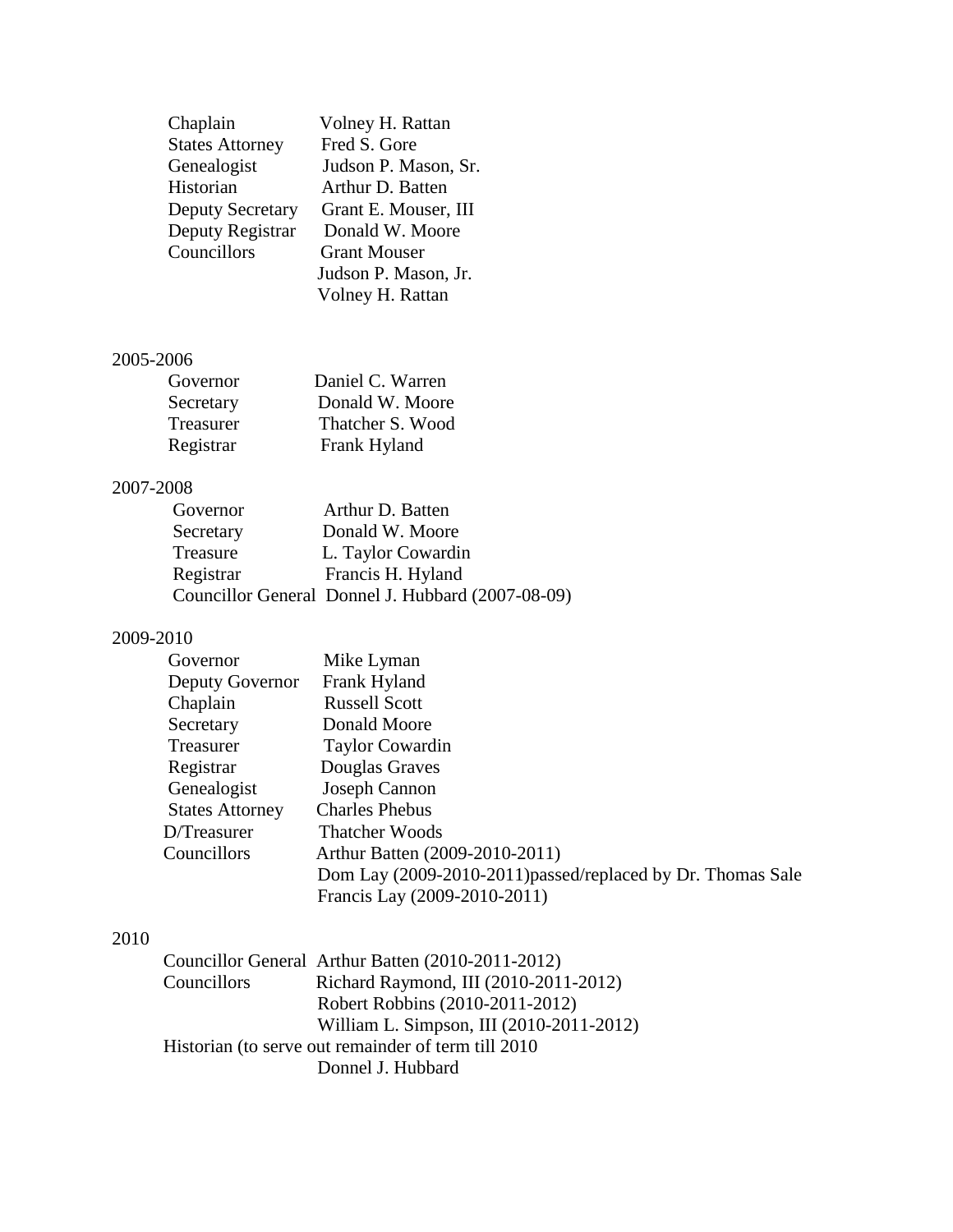| | |
|---|---|
| Chaplain | Volney H. Rattan |
| States Attorney | Fred S. Gore |
| Genealogist | Judson P. Mason, Sr. |
| Historian | Arthur D. Batten |
| Deputy Secretary | Grant E. Mouser, III |
| Deputy Registrar | Donald W. Moore |
| Councillors | Grant Mouser |
| | Judson P. Mason, Jr. |
| | Volney H. Rattan |

2005-2006

| | |
|---|---|
| Governor | Daniel C. Warren |
| Secretary | Donald W. Moore |
| Treasurer | Thatcher S. Wood |
| Registrar | Frank Hyland |

2007-2008

| | |
|---|---|
| Governor | Arthur D. Batten |
| Secretary | Donald W. Moore |
| Treasure | L. Taylor Cowardin |
| Registrar | Francis H. Hyland |
| Councillor General | Donnel J. Hubbard (2007-08-09) |

2009-2010

| | |
|---|---|
| Governor | Mike Lyman |
| Deputy Governor | Frank Hyland |
| Chaplain | Russell Scott |
| Secretary | Donald Moore |
| Treasurer | Taylor Cowardin |
| Registrar | Douglas Graves |
| Genealogist | Joseph Cannon |
| States Attorney | Charles Phebus |
| D/Treasurer | Thatcher Woods |
| Councillors | Arthur Batten (2009-2010-2011) |
| | Dom Lay (2009-2010-2011)passed/replaced by Dr. Thomas Sale |
| | Francis Lay (2009-2010-2011) |

2010

| | |
|---|---|
| Councillor General | Arthur Batten (2010-2011-2012) |
| Councillors | Richard Raymond, III (2010-2011-2012) |
| | Robert Robbins (2010-2011-2012) |
| | William L. Simpson, III (2010-2011-2012) |

Historian (to serve out remainder of term till 2010
Donnel J. Hubbard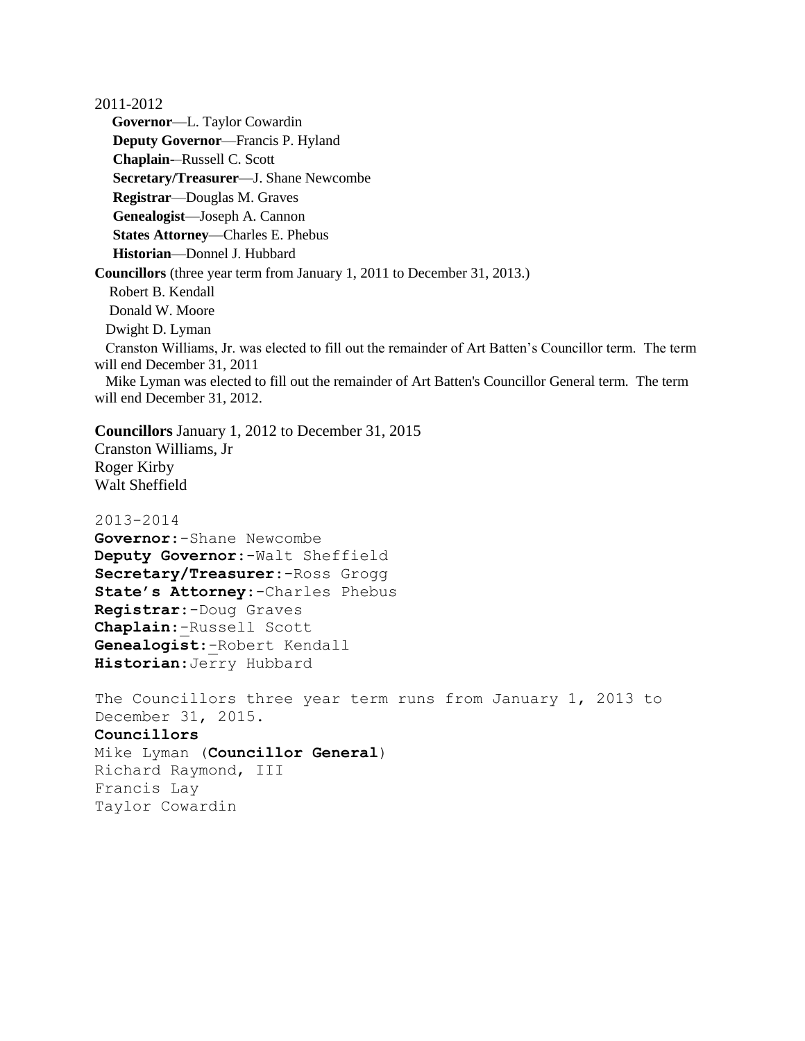2011-2012

**Governor**—L. Taylor Cowardin
**Deputy Governor**—Francis P. Hyland
**Chaplain**–Russell C. Scott
**Secretary/Treasurer**—J. Shane Newcombe
**Registrar**—Douglas M. Graves
**Genealogist**—Joseph A. Cannon
**States Attorney**—Charles E. Phebus
**Historian**—Donnel J. Hubbard

**Councillors** (three year term from January 1, 2011 to December 31, 2013.)

Robert B. Kendall
Donald W. Moore
Dwight D. Lyman

Cranston Williams, Jr. was elected to fill out the remainder of Art Batten's Councillor term. The term will end December 31, 2011

Mike Lyman was elected to fill out the remainder of Art Batten's Councillor General term. The term will end December 31, 2012.

**Councillors** January 1, 2012 to December 31, 2015

Cranston Williams, Jr
Roger Kirby
Walt Sheffield

2013-2014

**Governor:**-Shane Newcombe
**Deputy Governor:**-Walt Sheffield
**Secretary/Treasurer:**-Ross Grogg
**State's Attorney:**-Charles Phebus
**Registrar:**-Doug Graves
**Chaplain:**-Russell Scott
**Genealogist:**-Robert Kendall
**Historian:**Jerry Hubbard

The Councillors three year term runs from January 1, 2013 to December 31, 2015.

**Councillors**

Mike Lyman (**Councillor General**)
Richard Raymond, III
Francis Lay
Taylor Cowardin